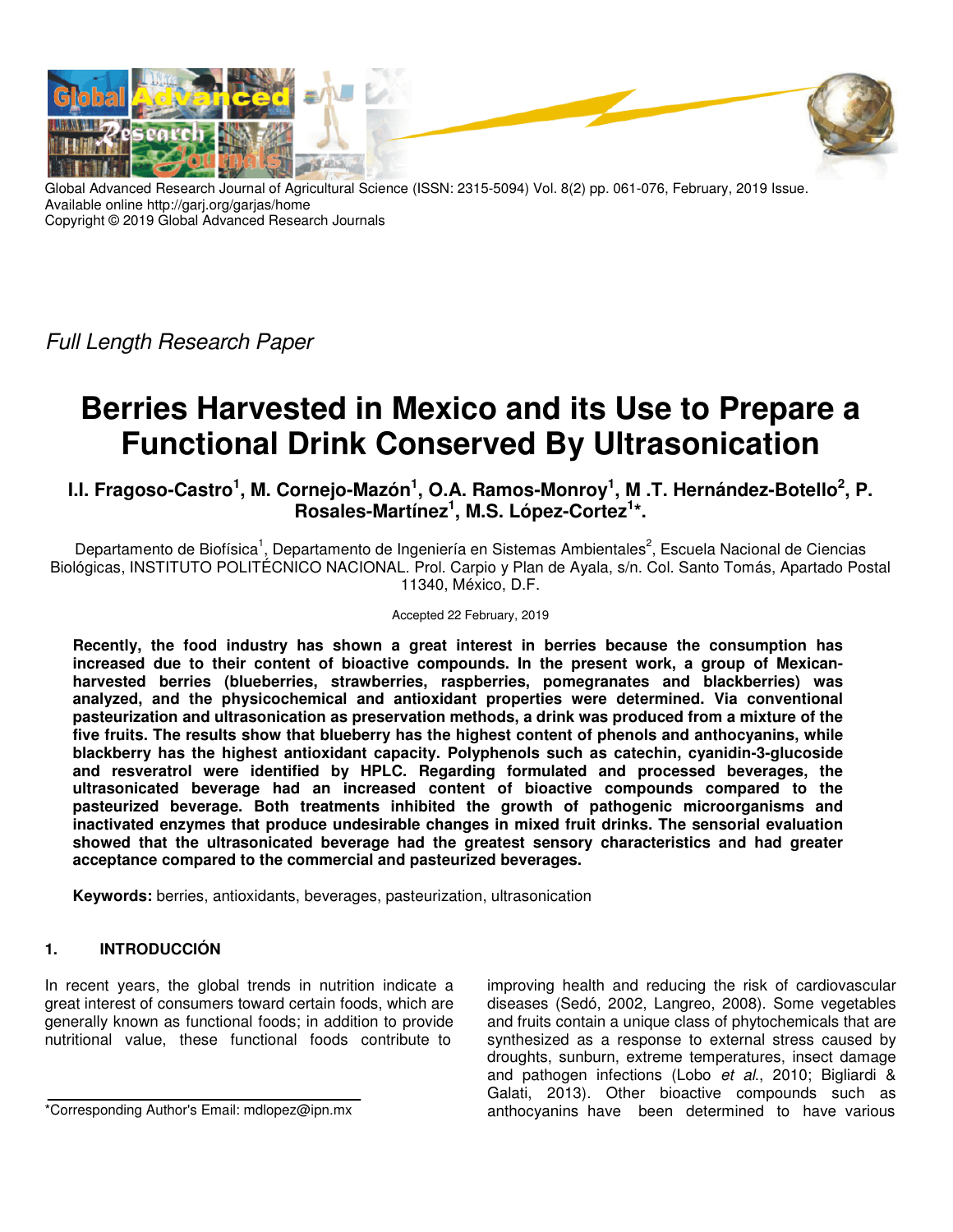Global Advanced Research Journal of Agricultural Science (ISSN: 2315-5094) Vol. 8(2) pp. 061-076, February, 2019 Issue.
Available online http://garj.org/garjas/home
Copyright © 2019 Global Advanced Research Journals

*Full Length Research Paper*

# Berries Harvested in Mexico and its Use to Prepare a Functional Drink Conserved By Ultrasonication

**I.I. Fragoso-Castro[1], M. Cornejo-Mazón[1], O.A. Ramos-Monroy[1], M .T. Hernández-Botello[2], P. Rosales-Martínez[1], M.S. López-Cortez[1]*.**

Departamento de Biofísica[1], Departamento de Ingeniería en Sistemas Ambientales[2], Escuela Nacional de Ciencias Biológicas, INSTITUTO POLITÉCNICO NACIONAL. Prol. Carpio y Plan de Ayala, s/n. Col. Santo Tomás, Apartado Postal 11340, México, D.F.

Accepted 22 February, 2019

**Recently, the food industry has shown a great interest in berries because the consumption has increased due to their content of bioactive compounds. In the present work, a group of Mexican-harvested berries (blueberries, strawberries, raspberries, pomegranates and blackberries) was analyzed, and the physicochemical and antioxidant properties were determined. Via conventional pasteurization and ultrasonication as preservation methods, a drink was produced from a mixture of the five fruits. The results show that blueberry has the highest content of phenols and anthocyanins, while blackberry has the highest antioxidant capacity. Polyphenols such as catechin, cyanidin-3-glucoside and resveratrol were identified by HPLC. Regarding formulated and processed beverages, the ultrasonicated beverage had an increased content of bioactive compounds compared to the pasteurized beverage. Both treatments inhibited the growth of pathogenic microorganisms and inactivated enzymes that produce undesirable changes in mixed fruit drinks. The sensorial evaluation showed that the ultrasonicated beverage had the greatest sensory characteristics and had greater acceptance compared to the commercial and pasteurized beverages.**

**Keywords:** berries, antioxidants, beverages, pasteurization, ultrasonication

## 1. INTRODUCCIÓN

In recent years, the global trends in nutrition indicate a great interest of consumers toward certain foods, which are generally known as functional foods; in addition to provide nutritional value, these functional foods contribute to improving health and reducing the risk of cardiovascular diseases (Sedó, 2002, Langreo, 2008). Some vegetables and fruits contain a unique class of phytochemicals that are synthesized as a response to external stress caused by droughts, sunburn, extreme temperatures, insect damage and pathogen infections (Lobo *et al*., 2010; Bigliardi & Galati, 2013). Other bioactive compounds such as anthocyanins have been determined to have various

*Corresponding Author's Email: mdlopez@ipn.mx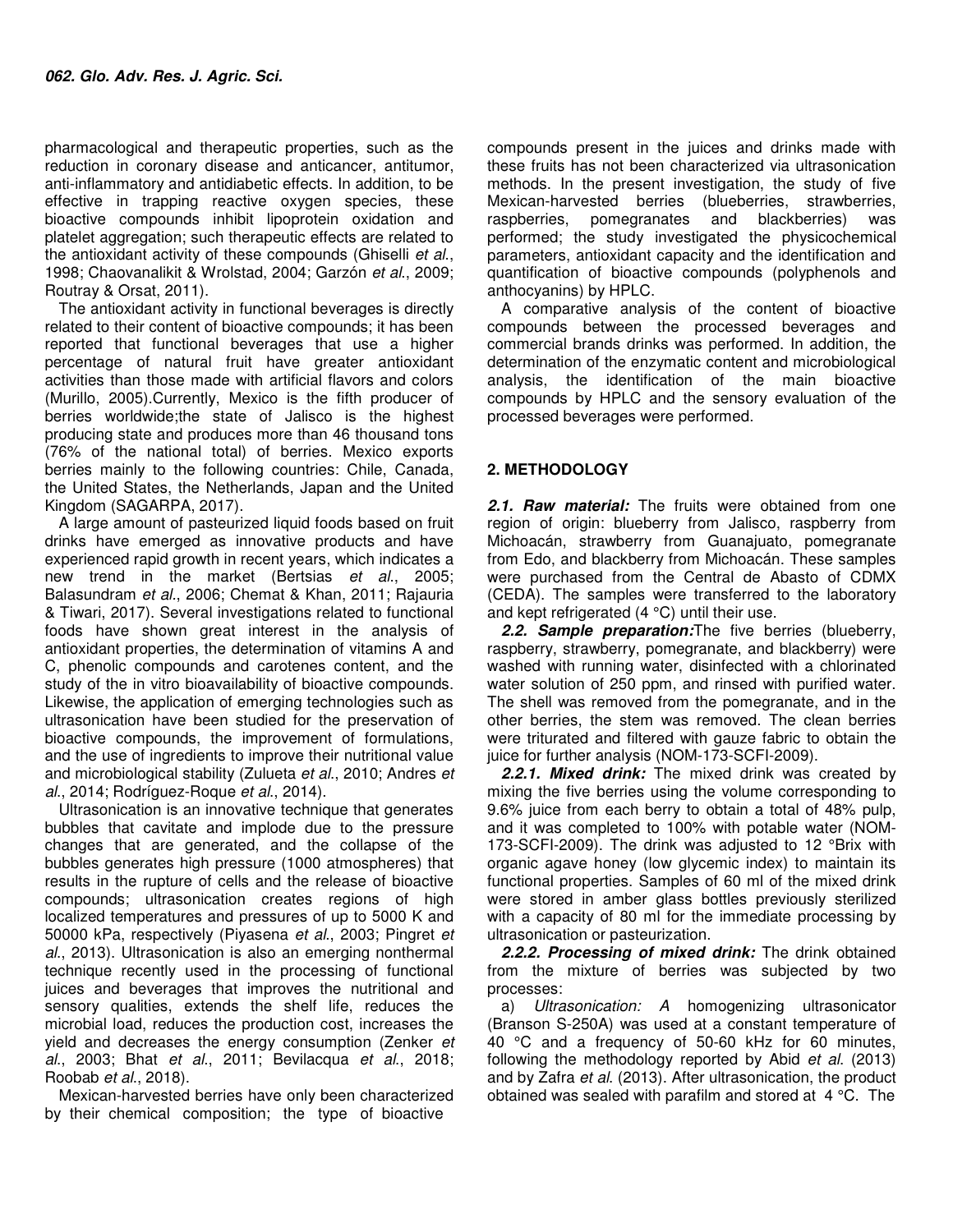pharmacological and therapeutic properties, such as the reduction in coronary disease and anticancer, antitumor, anti-inflammatory and antidiabetic effects. In addition, to be effective in trapping reactive oxygen species, these bioactive compounds inhibit lipoprotein oxidation and platelet aggregation; such therapeutic effects are related to the antioxidant activity of these compounds (Ghiselli *et al*., 1998; Chaovanalikit & Wrolstad, 2004; Garzón *et al*., 2009; Routray & Orsat, 2011).

The antioxidant activity in functional beverages is directly related to their content of bioactive compounds; it has been reported that functional beverages that use a higher percentage of natural fruit have greater antioxidant activities than those made with artificial flavors and colors (Murillo, 2005).Currently, Mexico is the fifth producer of berries worldwide;the state of Jalisco is the highest producing state and produces more than 46 thousand tons (76% of the national total) of berries. Mexico exports berries mainly to the following countries: Chile, Canada, the United States, the Netherlands, Japan and the United Kingdom (SAGARPA, 2017).

A large amount of pasteurized liquid foods based on fruit drinks have emerged as innovative products and have experienced rapid growth in recent years, which indicates a new trend in the market (Bertsias *et al*., 2005; Balasundram *et al*., 2006; Chemat & Khan, 2011; Rajauria & Tiwari, 2017). Several investigations related to functional foods have shown great interest in the analysis of antioxidant properties, the determination of vitamins A and C, phenolic compounds and carotenes content, and the study of the in vitro bioavailability of bioactive compounds. Likewise, the application of emerging technologies such as ultrasonication have been studied for the preservation of bioactive compounds, the improvement of formulations, and the use of ingredients to improve their nutritional value and microbiological stability (Zulueta *et al*., 2010; Andres *et al*., 2014; Rodríguez-Roque *et al*., 2014).

Ultrasonication is an innovative technique that generates bubbles that cavitate and implode due to the pressure changes that are generated, and the collapse of the bubbles generates high pressure (1000 atmospheres) that results in the rupture of cells and the release of bioactive compounds; ultrasonication creates regions of high localized temperatures and pressures of up to 5000 K and 50000 kPa, respectively (Piyasena *et al*., 2003; Pingret *et al*., 2013). Ultrasonication is also an emerging nonthermal technique recently used in the processing of functional juices and beverages that improves the nutritional and sensory qualities, extends the shelf life, reduces the microbial load, reduces the production cost, increases the yield and decreases the energy consumption (Zenker *et al*., 2003; Bhat *et al*., 2011; Bevilacqua *et al*., 2018; Roobab *et al*., 2018).

Mexican-harvested berries have only been characterized by their chemical composition; the type of bioactive compounds present in the juices and drinks made with these fruits has not been characterized via ultrasonication methods. In the present investigation, the study of five Mexican-harvested berries (blueberries, strawberries, raspberries, pomegranates and blackberries) was performed; the study investigated the physicochemical parameters, antioxidant capacity and the identification and quantification of bioactive compounds (polyphenols and anthocyanins) by HPLC.

A comparative analysis of the content of bioactive compounds between the processed beverages and commercial brands drinks was performed. In addition, the determination of the enzymatic content and microbiological analysis, the identification of the main bioactive compounds by HPLC and the sensory evaluation of the processed beverages were performed.

## 2. METHODOLOGY

***2.1. Raw material:*** The fruits were obtained from one region of origin: blueberry from Jalisco, raspberry from Michoacán, strawberry from Guanajuato, pomegranate from Edo, and blackberry from Michoacán. These samples were purchased from the Central de Abasto of CDMX (CEDA). The samples were transferred to the laboratory and kept refrigerated (4 °C) until their use.

***2.2. Sample preparation:***The five berries (blueberry, raspberry, strawberry, pomegranate, and blackberry) were washed with running water, disinfected with a chlorinated water solution of 250 ppm, and rinsed with purified water. The shell was removed from the pomegranate, and in the other berries, the stem was removed. The clean berries were triturated and filtered with gauze fabric to obtain the juice for further analysis (NOM-173-SCFI-2009).

***2.2.1. Mixed drink:*** The mixed drink was created by mixing the five berries using the volume corresponding to 9.6% juice from each berry to obtain a total of 48% pulp, and it was completed to 100% with potable water (NOM-173-SCFI-2009). The drink was adjusted to 12 °Brix with organic agave honey (low glycemic index) to maintain its functional properties. Samples of 60 ml of the mixed drink were stored in amber glass bottles previously sterilized with a capacity of 80 ml for the immediate processing by ultrasonication or pasteurization.

***2.2.2. Processing of mixed drink:*** The drink obtained from the mixture of berries was subjected by two processes:

a) *Ultrasonication: A* homogenizing ultrasonicator (Branson S-250A) was used at a constant temperature of 40 °C and a frequency of 50-60 kHz for 60 minutes, following the methodology reported by Abid *et al.* (2013) and by Zafra *et al.* (2013). After ultrasonication, the product obtained was sealed with parafilm and stored at 4 °C. The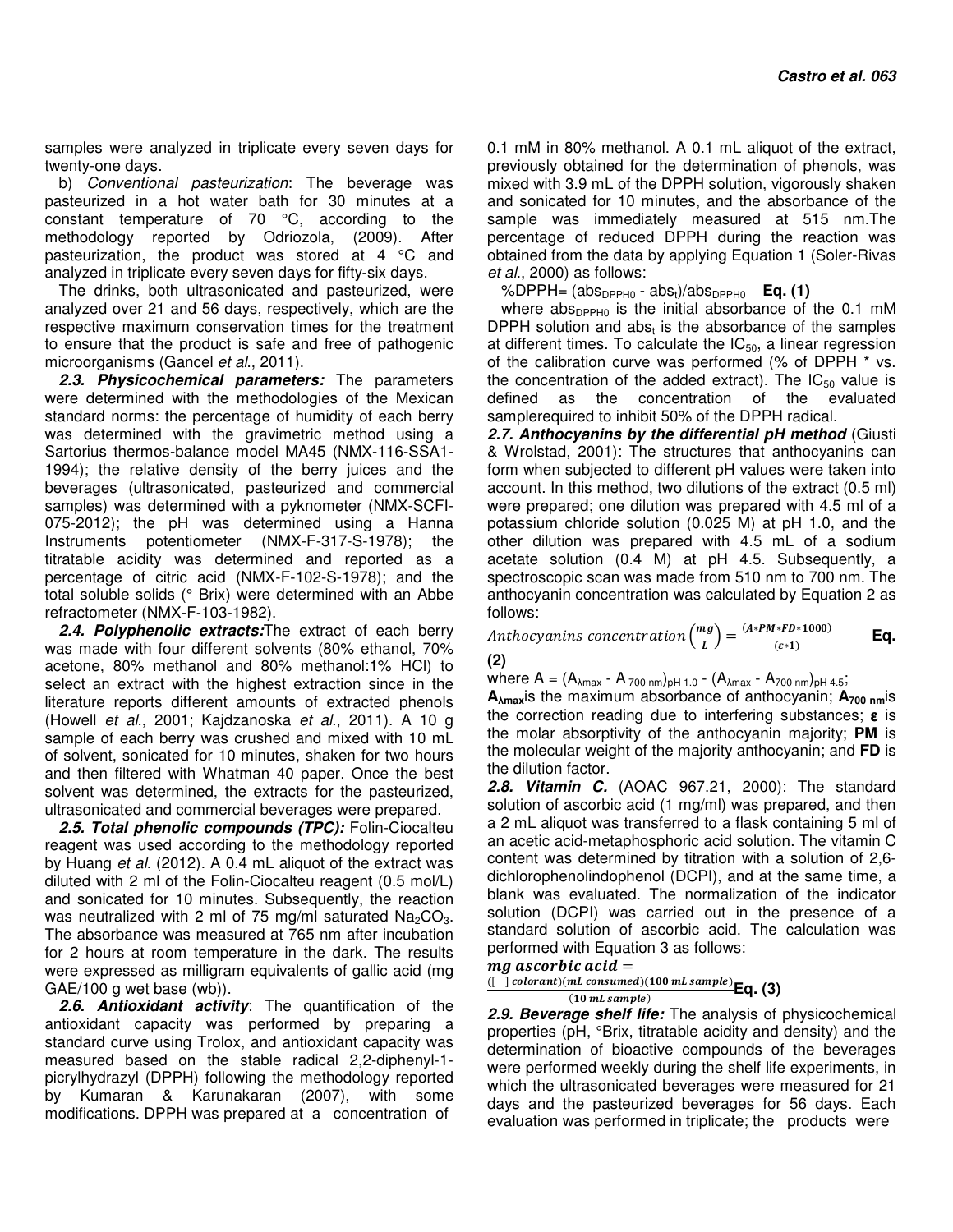samples were analyzed in triplicate every seven days for twenty-one days.

b) *Conventional pasteurization*: The beverage was pasteurized in a hot water bath for 30 minutes at a constant temperature of 70 °C, according to the methodology reported by Odriozola, (2009). After pasteurization, the product was stored at 4 °C and analyzed in triplicate every seven days for fifty-six days.

The drinks, both ultrasonicated and pasteurized, were analyzed over 21 and 56 days, respectively, which are the respective maximum conservation times for the treatment to ensure that the product is safe and free of pathogenic microorganisms (Gancel *et al*., 2011).

***2.3. Physicochemical parameters:*** The parameters were determined with the methodologies of the Mexican standard norms: the percentage of humidity of each berry was determined with the gravimetric method using a Sartorius thermos-balance model MA45 (NMX-116-SSA1-1994); the relative density of the berry juices and the beverages (ultrasonicated, pasteurized and commercial samples) was determined with a pyknometer (NMX-SCFI-075-2012); the pH was determined using a Hanna Instruments potentiometer (NMX-F-317-S-1978); the titratable acidity was determined and reported as a percentage of citric acid (NMX-F-102-S-1978); and the total soluble solids (° Brix) were determined with an Abbe refractometer (NMX-F-103-1982).

***2.4. Polyphenolic extracts:*** The extract of each berry was made with four different solvents (80% ethanol, 70% acetone, 80% methanol and 80% methanol:1% HCl) to select an extract with the highest extraction since in the literature reports different amounts of extracted phenols (Howell *et al*., 2001; Kajdzanoska *et al*., 2011). A 10 g sample of each berry was crushed and mixed with 10 mL of solvent, sonicated for 10 minutes, shaken for two hours and then filtered with Whatman 40 paper. Once the best solvent was determined, the extracts for the pasteurized, ultrasonicated and commercial beverages were prepared.

***2.5. Total phenolic compounds (TPC):*** Folin-Ciocalteu reagent was used according to the methodology reported by Huang *et al*. (2012). A 0.4 mL aliquot of the extract was diluted with 2 ml of the Folin-Ciocalteu reagent (0.5 mol/L) and sonicated for 10 minutes. Subsequently, the reaction was neutralized with 2 ml of 75 mg/ml saturated $Na_2CO_3$. The absorbance was measured at 765 nm after incubation for 2 hours at room temperature in the dark. The results were expressed as milligram equivalents of gallic acid (mg GAE/100 g wet base (wb)).

***2.6. Antioxidant activity***: The quantification of the antioxidant capacity was performed by preparing a standard curve using Trolox, and antioxidant capacity was measured based on the stable radical 2,2-diphenyl-1-picrylhydrazyl (DPPH) following the methodology reported by Kumaran & Karunakaran (2007), with some modifications. DPPH was prepared at a concentration of 0.1 mM in 80% methanol. A 0.1 mL aliquot of the extract, previously obtained for the determination of phenols, was mixed with 3.9 mL of the DPPH solution, vigorously shaken and sonicated for 10 minutes, and the absorbance of the sample was immediately measured at 515 nm.The percentage of reduced DPPH during the reaction was obtained from the data by applying Equation 1 (Soler-Rivas *et al*., 2000) as follows:

$$\%DPPH = (abs_{DPPH0} - abs_t)/abs_{DPPH0} \quad \textbf{Eq. (1)}$$

where $abs_{DPPH0}$ is the initial absorbance of the 0.1 mM DPPH solution and $abs_t$ is the absorbance of the samples at different times. To calculate the $IC_{50}$, a linear regression of the calibration curve was performed (% of DPPH * vs. the concentration of the added extract). The $IC_{50}$ value is defined as the concentration of the evaluated samplerequired to inhibit 50% of the DPPH radical.

***2.7. Anthocyanins by the differential pH method*** (Giusti & Wrolstad, 2001): The structures that anthocyanins can form when subjected to different pH values were taken into account. In this method, two dilutions of the extract (0.5 ml) were prepared; one dilution was prepared with 4.5 ml of a potassium chloride solution (0.025 M) at pH 1.0, and the other dilution was prepared with 4.5 mL of a sodium acetate solution (0.4 M) at pH 4.5. Subsequently, a spectroscopic scan was made from 510 nm to 700 nm. The anthocyanin concentration was calculated by Equation 2 as follows:

$$Anthocyanins\ concentration\left(\frac{mg}{L}\right) = \frac{(A * PM * FD * 1000)}{(\varepsilon * 1)} \quad \textbf{Eq. (2)}$$

where $A = (A_{\lambda max} - A_{700\ nm})_{pH\ 1.0} - (A_{\lambda max} - A_{700\ nm})_{pH\ 4.5}$;

$\mathbf{A_{\lambda max}}$ is the maximum absorbance of anthocyanin; $\mathbf{A_{700\ nm}}$ is the correction reading due to interfering substances; $\boldsymbol{\varepsilon}$ is the molar absorptivity of the anthocyanin majority; **PM** is the molecular weight of the majority anthocyanin; and **FD** is the dilution factor.

***2.8. Vitamin C.*** (AOAC 967.21, 2000): The standard solution of ascorbic acid (1 mg/ml) was prepared, and then a 2 mL aliquot was transferred to a flask containing 5 ml of an acetic acid-metaphosphoric acid solution. The vitamin C content was determined by titration with a solution of 2,6-dichlorophenolindophenol (DCPI), and at the same time, a blank was evaluated. The normalization of the indicator solution (DCPI) was carried out in the presence of a standard solution of ascorbic acid. The calculation was performed with Equation 3 as follows:

$$mg\ ascorbic\ acid = \frac{([\ ]\ colorant)(mL\ consumed)(\mathbf{100}\ mL\ sample)}{(\mathbf{10}\ mL\ sample)} \quad \textbf{Eq. (3)}$$

***2.9. Beverage shelf life:*** The analysis of physicochemical properties (pH, °Brix, titratable acidity and density) and the determination of bioactive compounds of the beverages were performed weekly during the shelf life experiments, in which the ultrasonicated beverages were measured for 21 days and the pasteurized beverages for 56 days. Each evaluation was performed in triplicate; the products were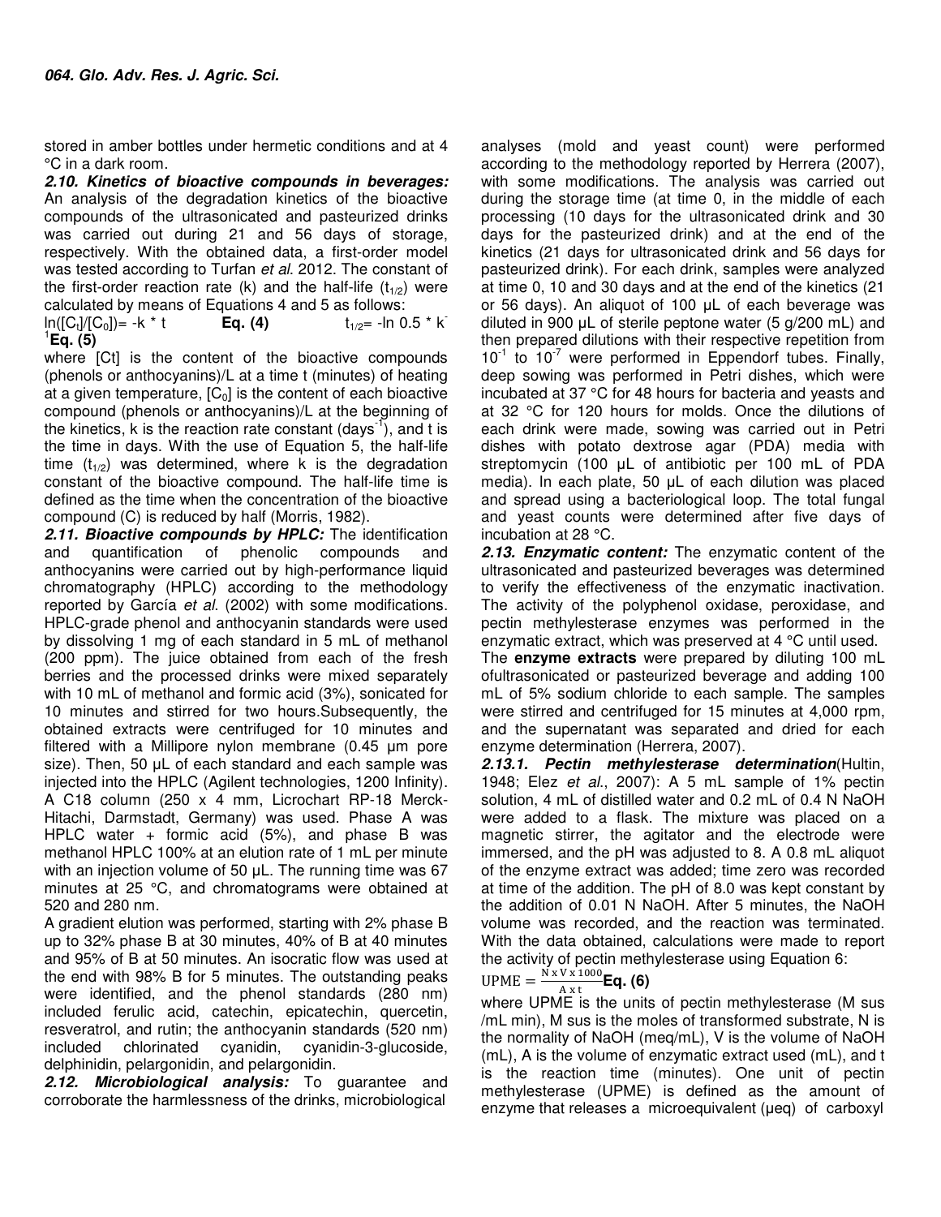stored in amber bottles under hermetic conditions and at 4 °C in a dark room.

***2.10. Kinetics of bioactive compounds in beverages:*** An analysis of the degradation kinetics of the bioactive compounds of the ultrasonicated and pasteurized drinks was carried out during 21 and 56 days of storage, respectively. With the obtained data, a first-order model was tested according to Turfan *et al.* 2012. The constant of the first-order reaction rate (k) and the half-life ($t_{1/2}$) were calculated by means of Equations 4 and 5 as follows:

$\ln([C_t]/[C_0]) = -k * t$ **Eq. (4)** $t_{1/2} = -\ln 0.5 * k^{-1}$ **Eq. (5)**

where [Ct] is the content of the bioactive compounds (phenols or anthocyanins)/L at a time t (minutes) of heating at a given temperature, $[C_0]$ is the content of each bioactive compound (phenols or anthocyanins)/L at the beginning of the kinetics, k is the reaction rate constant (days$^{-1}$), and t is the time in days. With the use of Equation 5, the half-life time ($t_{1/2}$) was determined, where k is the degradation constant of the bioactive compound. The half-life time is defined as the time when the concentration of the bioactive compound (C) is reduced by half (Morris, 1982).

***2.11. Bioactive compounds by HPLC:*** The identification and quantification of phenolic compounds and anthocyanins were carried out by high-performance liquid chromatography (HPLC) according to the methodology reported by García *et al.* (2002) with some modifications. HPLC-grade phenol and anthocyanin standards were used by dissolving 1 mg of each standard in 5 mL of methanol (200 ppm). The juice obtained from each of the fresh berries and the processed drinks were mixed separately with 10 mL of methanol and formic acid (3%), sonicated for 10 minutes and stirred for two hours.Subsequently, the obtained extracts were centrifuged for 10 minutes and filtered with a Millipore nylon membrane (0.45 µm pore size). Then, 50 µL of each standard and each sample was injected into the HPLC (Agilent technologies, 1200 Infinity). A C18 column (250 x 4 mm, Licrochart RP-18 Merck-Hitachi, Darmstadt, Germany) was used. Phase A was HPLC water + formic acid (5%), and phase B was methanol HPLC 100% at an elution rate of 1 mL per minute with an injection volume of 50 µL. The running time was 67 minutes at 25 °C, and chromatograms were obtained at 520 and 280 nm.

A gradient elution was performed, starting with 2% phase B up to 32% phase B at 30 minutes, 40% of B at 40 minutes and 95% of B at 50 minutes. An isocratic flow was used at the end with 98% B for 5 minutes. The outstanding peaks were identified, and the phenol standards (280 nm) included ferulic acid, catechin, epicatechin, quercetin, resveratrol, and rutin; the anthocyanin standards (520 nm) included chlorinated cyanidin, cyanidin-3-glucoside, delphinidin, pelargonidin, and pelargonidin.

***2.12. Microbiological analysis:*** To guarantee and corroborate the harmlessness of the drinks, microbiological analyses (mold and yeast count) were performed according to the methodology reported by Herrera (2007), with some modifications. The analysis was carried out during the storage time (at time 0, in the middle of each processing (10 days for the ultrasonicated drink and 30 days for the pasteurized drink) and at the end of the kinetics (21 days for ultrasonicated drink and 56 days for pasteurized drink). For each drink, samples were analyzed at time 0, 10 and 30 days and at the end of the kinetics (21 or 56 days). An aliquot of 100 µL of each beverage was diluted in 900 µL of sterile peptone water (5 g/200 mL) and then prepared dilutions with their respective repetition from $10^{-1}$ to $10^{-7}$ were performed in Eppendorf tubes. Finally, deep sowing was performed in Petri dishes, which were incubated at 37 °C for 48 hours for bacteria and yeasts and at 32 °C for 120 hours for molds. Once the dilutions of each drink were made, sowing was carried out in Petri dishes with potato dextrose agar (PDA) media with streptomycin (100 µL of antibiotic per 100 mL of PDA media). In each plate, 50 µL of each dilution was placed and spread using a bacteriological loop. The total fungal and yeast counts were determined after five days of incubation at 28 °C.

***2.13. Enzymatic content:*** The enzymatic content of the ultrasonicated and pasteurized beverages was determined to verify the effectiveness of the enzymatic inactivation. The activity of the polyphenol oxidase, peroxidase, and pectin methylesterase enzymes was performed in the enzymatic extract, which was preserved at 4 °C until used.

The **enzyme extracts** were prepared by diluting 100 mL ofultrasonicated or pasteurized beverage and adding 100 mL of 5% sodium chloride to each sample. The samples were stirred and centrifuged for 15 minutes at 4,000 rpm, and the supernatant was separated and dried for each enzyme determination (Herrera, 2007).

***2.13.1. Pectin methylesterase determination***(Hultin, 1948; Elez *et al.*, 2007): A 5 mL sample of 1% pectin solution, 4 mL of distilled water and 0.2 mL of 0.4 N NaOH were added to a flask. The mixture was placed on a magnetic stirrer, the agitator and the electrode were immersed, and the pH was adjusted to 8. A 0.8 mL aliquot of the enzyme extract was added; time zero was recorded at time of the addition. The pH of 8.0 was kept constant by the addition of 0.01 N NaOH. After 5 minutes, the NaOH volume was recorded, and the reaction was terminated. With the data obtained, calculations were made to report the activity of pectin methylesterase using Equation 6:

$$\text{UPME} = \frac{N \times V \times 1000}{A \times t} \quad \textbf{Eq. (6)}$$

where UPME is the units of pectin methylesterase (M sus /mL min), M sus is the moles of transformed substrate, N is the normality of NaOH (meq/mL), V is the volume of NaOH (mL), A is the volume of enzymatic extract used (mL), and t is the reaction time (minutes). One unit of pectin methylesterase (UPME) is defined as the amount of enzyme that releases a microequivalent (µeq) of carboxyl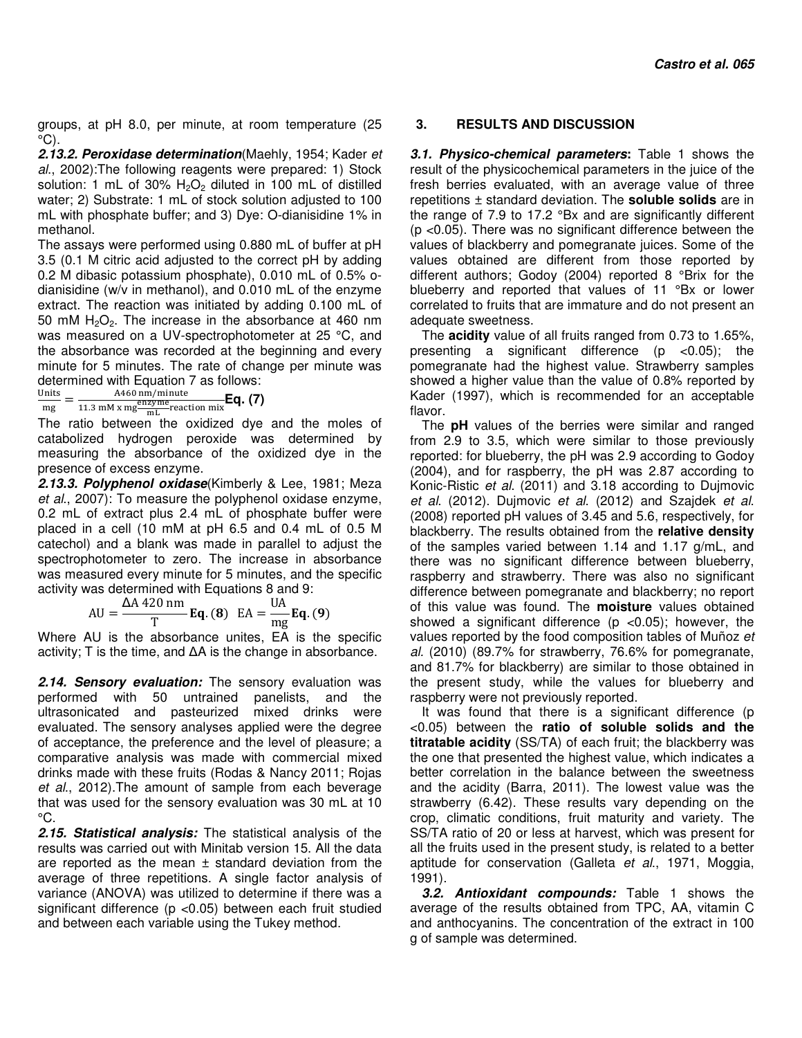groups, at pH 8.0, per minute, at room temperature (25 °C).

***2.13.2. Peroxidase determination***(Maehly, 1954; Kader *et al*., 2002):The following reagents were prepared: 1) Stock solution: 1 mL of 30% $H_2O_2$ diluted in 100 mL of distilled water; 2) Substrate: 1 mL of stock solution adjusted to 100 mL with phosphate buffer; and 3) Dye: O-dianisidine 1% in methanol.

The assays were performed using 0.880 mL of buffer at pH 3.5 (0.1 M citric acid adjusted to the correct pH by adding 0.2 M dibasic potassium phosphate), 0.010 mL of 0.5% o-dianisidine (w/v in methanol), and 0.010 mL of the enzyme extract. The reaction was initiated by adding 0.100 mL of 50 mM $H_2O_2$. The increase in the absorbance at 460 nm was measured on a UV-spectrophotometer at 25 °C, and the absorbance was recorded at the beginning and every minute for 5 minutes. The rate of change per minute was determined with Equation 7 as follows:

$$\frac{\text{Units}}{\text{mg}} = \frac{\text{A460 nm/minute}}{11.3\text{ mM x mg}\frac{\text{enzyme}}{\text{mL}}\text{reaction mix}} \textbf{Eq. (7)}$$

The ratio between the oxidized dye and the moles of catabolized hydrogen peroxide was determined by measuring the absorbance of the oxidized dye in the presence of excess enzyme.

***2.13.3. Polyphenol oxidase***(Kimberly & Lee, 1981; Meza *et al*., 2007): To measure the polyphenol oxidase enzyme, 0.2 mL of extract plus 2.4 mL of phosphate buffer were placed in a cell (10 mM at pH 6.5 and 0.4 mL of 0.5 M catechol) and a blank was made in parallel to adjust the spectrophotometer to zero. The increase in absorbance was measured every minute for 5 minutes, and the specific activity was determined with Equations 8 and 9:

$$\text{AU} = \frac{\Delta\text{A 420 nm}}{\text{T}} \textbf{Eq. (8)} \quad \text{EA} = \frac{\text{UA}}{\text{mg}} \textbf{Eq. (9)}$$

Where AU is the absorbance unites, EA is the specific activity; T is the time, and ΔA is the change in absorbance.

***2.14. Sensory evaluation:*** The sensory evaluation was performed with 50 untrained panelists, and the ultrasonicated and pasteurized mixed drinks were evaluated. The sensory analyses applied were the degree of acceptance, the preference and the level of pleasure; a comparative analysis was made with commercial mixed drinks made with these fruits (Rodas & Nancy 2011; Rojas *et al*., 2012).The amount of sample from each beverage that was used for the sensory evaluation was 30 mL at 10 °C.

***2.15. Statistical analysis:*** The statistical analysis of the results was carried out with Minitab version 15. All the data are reported as the mean ± standard deviation from the average of three repetitions. A single factor analysis of variance (ANOVA) was utilized to determine if there was a significant difference ($p < 0.05$) between each fruit studied and between each variable using the Tukey method.

## 3. RESULTS AND DISCUSSION

***3.1. Physico-chemical parameters*:** Table 1 shows the result of the physicochemical parameters in the juice of the fresh berries evaluated, with an average value of three repetitions ± standard deviation. The **soluble solids** are in the range of 7.9 to 17.2 °Bx and are significantly different ($p < 0.05$). There was no significant difference between the values of blackberry and pomegranate juices. Some of the values obtained are different from those reported by different authors; Godoy (2004) reported 8 °Brix for the blueberry and reported that values of 11 °Bx or lower correlated to fruits that are immature and do not present an adequate sweetness.

The **acidity** value of all fruits ranged from 0.73 to 1.65%, presenting a significant difference ($p < 0.05$); the pomegranate had the highest value. Strawberry samples showed a higher value than the value of 0.8% reported by Kader (1997), which is recommended for an acceptable flavor.

The **pH** values of the berries were similar and ranged from 2.9 to 3.5, which were similar to those previously reported: for blueberry, the pH was 2.9 according to Godoy (2004), and for raspberry, the pH was 2.87 according to Konic-Ristic *et al*. (2011) and 3.18 according to Dujmovic *et al*. (2012). Dujmovic *et al*. (2012) and Szajdek *et al*. (2008) reported pH values of 3.45 and 5.6, respectively, for blackberry. The results obtained from the **relative density** of the samples varied between 1.14 and 1.17 g/mL, and there was no significant difference between blueberry, raspberry and strawberry. There was also no significant difference between pomegranate and blackberry; no report of this value was found. The **moisture** values obtained showed a significant difference ($p < 0.05$); however, the values reported by the food composition tables of Muñoz *et al*. (2010) (89.7% for strawberry, 76.6% for pomegranate, and 81.7% for blackberry) are similar to those obtained in the present study, while the values for blueberry and raspberry were not previously reported.

It was found that there is a significant difference ($p < 0.05$) between the **ratio of soluble solids and the titratable acidity** (SS/TA) of each fruit; the blackberry was the one that presented the highest value, which indicates a better correlation in the balance between the sweetness and the acidity (Barra, 2011). The lowest value was the strawberry (6.42). These results vary depending on the crop, climatic conditions, fruit maturity and variety. The SS/TA ratio of 20 or less at harvest, which was present for all the fruits used in the present study, is related to a better aptitude for conservation (Galleta *et al*., 1971, Moggia, 1991).

***3.2. Antioxidant compounds:*** Table 1 shows the average of the results obtained from TPC, AA, vitamin C and anthocyanins. The concentration of the extract in 100 g of sample was determined.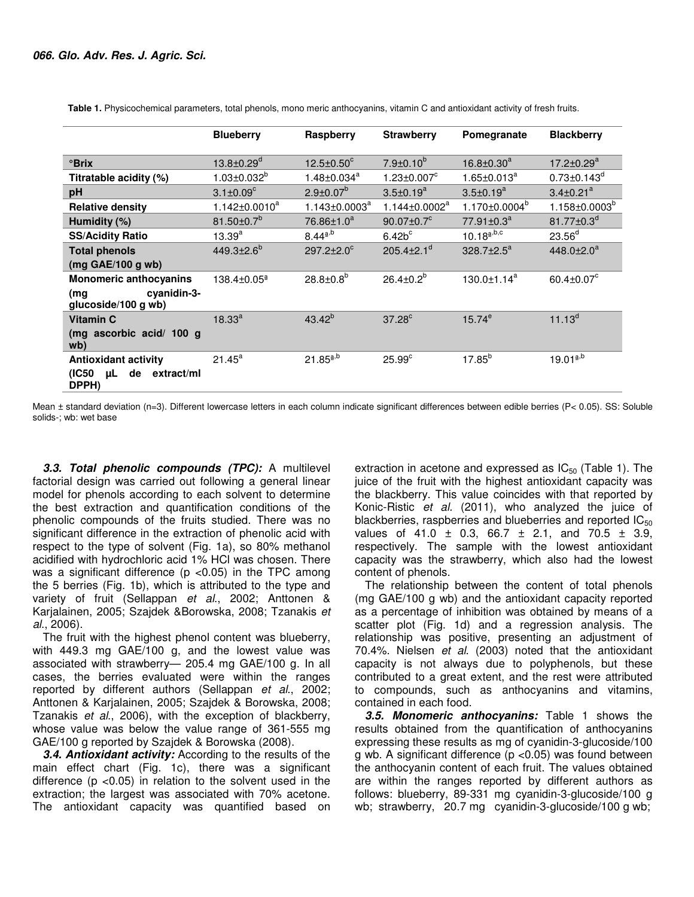**Table 1.** Physicochemical parameters, total phenols, mono meric anthocyanins, vitamin C and antioxidant activity of fresh fruits.

| | Blueberry | Raspberry | Strawberry | Pomegranate | Blackberry |
|---|---|---|---|---|---|
| °Brix | 13.8±0.29$^{d}$ | 12.5±0.50$^{c}$ | 7.9±0.10$^{b}$ | 16.8±0.30$^{a}$ | 17.2±0.29$^{a}$ |
| Titratable acidity (%) | 1.03±0.032$^{b}$ | 1.48±0.034$^{a}$ | 1.23±0.007$^{c}$ | 1.65±0.013$^{a}$ | 0.73±0.143$^{d}$ |
| pH | 3.1±0.09$^{c}$ | 2.9±0.07$^{b}$ | 3.5±0.19$^{a}$ | 3.5±0.19$^{a}$ | 3.4±0.21$^{a}$ |
| Relative density | 1.142±0.0010$^{a}$ | 1.143±0.0003$^{a}$ | 1.144±0.0002$^{a}$ | 1.170±0.0004$^{b}$ | 1.158±0.0003$^{b}$ |
| Humidity (%) | 81.50±0.7$^{b}$ | 76.86±1.0$^{a}$ | 90.07±0.7$^{c}$ | 77.91±0.3$^{a}$ | 81.77±0.3$^{d}$ |
| SS/Acidity Ratio | 13.39$^{a}$ | 8.44$^{a,b}$ | 6.42b$^{c}$ | 10.18$^{a,b,c}$ | 23.56$^{d}$ |
| Total phenols (mg GAE/100 g wb) | 449.3±2.6$^{b}$ | 297.2±2.0$^{c}$ | 205.4±2.1$^{d}$ | 328.7±2.5$^{a}$ | 448.0±2.0$^{a}$ |
| Monomeric anthocyanins (mg cyanidin-3-glucoside/100 g wb) | 138.4±0.05$^{a}$ | 28.8±0.8$^{b}$ | 26.4±0.2$^{b}$ | 130.0±1.14$^{a}$ | 60.4±0.07$^{c}$ |
| Vitamin C (mg ascorbic acid/ 100 g wb) | 18.33$^{a}$ | 43.42$^{b}$ | 37.28$^{c}$ | 15.74$^{e}$ | 11.13$^{d}$ |
| Antioxidant activity (IC50 µL de extract/ml DPPH) | 21.45$^{a}$ | 21.85$^{a,b}$ | 25.99$^{c}$ | 17.85$^{b}$ | 19.01$^{a,b}$ |

Mean ± standard deviation (n=3). Different lowercase letters in each column indicate significant differences between edible berries (P< 0.05). SS: Soluble solids-; wb: wet base

***3.3. Total phenolic compounds (TPC):*** A multilevel factorial design was carried out following a general linear model for phenols according to each solvent to determine the best extraction and quantification conditions of the phenolic compounds of the fruits studied. There was no significant difference in the extraction of phenolic acid with respect to the type of solvent (Fig. 1a), so 80% methanol acidified with hydrochloric acid 1% HCl was chosen. There was a significant difference ($p < 0.05$) in the TPC among the 5 berries (Fig. 1b), which is attributed to the type and variety of fruit (Sellappan *et al*., 2002; Anttonen & Karjalainen, 2005; Szajdek &Borowska, 2008; Tzanakis *et al*., 2006).

The fruit with the highest phenol content was blueberry, with 449.3 mg GAE/100 g, and the lowest value was associated with strawberry— 205.4 mg GAE/100 g. In all cases, the berries evaluated were within the ranges reported by different authors (Sellappan *et al*., 2002; Anttonen & Karjalainen, 2005; Szajdek & Borowska, 2008; Tzanakis *et al*., 2006), with the exception of blackberry, whose value was below the value range of 361-555 mg GAE/100 g reported by Szajdek & Borowska (2008).

***3.4. Antioxidant activity:*** According to the results of the main effect chart (Fig. 1c), there was a significant difference ($p < 0.05$) in relation to the solvent used in the extraction; the largest was associated with 70% acetone. The antioxidant capacity was quantified based on extraction in acetone and expressed as $IC_{50}$ (Table 1). The juice of the fruit with the highest antioxidant capacity was the blackberry. This value coincides with that reported by Konic-Ristic *et al.* (2011), who analyzed the juice of blackberries, raspberries and blueberries and reported $IC_{50}$ values of 41.0 ± 0.3, 66.7 ± 2.1, and 70.5 ± 3.9, respectively. The sample with the lowest antioxidant capacity was the strawberry, which also had the lowest content of phenols.

The relationship between the content of total phenols (mg GAE/100 g wb) and the antioxidant capacity reported as a percentage of inhibition was obtained by means of a scatter plot (Fig. 1d) and a regression analysis. The relationship was positive, presenting an adjustment of 70.4%. Nielsen *et al.* (2003) noted that the antioxidant capacity is not always due to polyphenols, but these contributed to a great extent, and the rest were attributed to compounds, such as anthocyanins and vitamins, contained in each food.

***3.5. Monomeric anthocyanins:*** Table 1 shows the results obtained from the quantification of anthocyanins expressing these results as mg of cyanidin-3-glucoside/100 g wb. A significant difference ($p < 0.05$) was found between the anthocyanin content of each fruit. The values obtained are within the ranges reported by different authors as follows: blueberry, 89-331 mg cyanidin-3-glucoside/100 g wb; strawberry, 20.7 mg cyanidin-3-glucoside/100 g wb;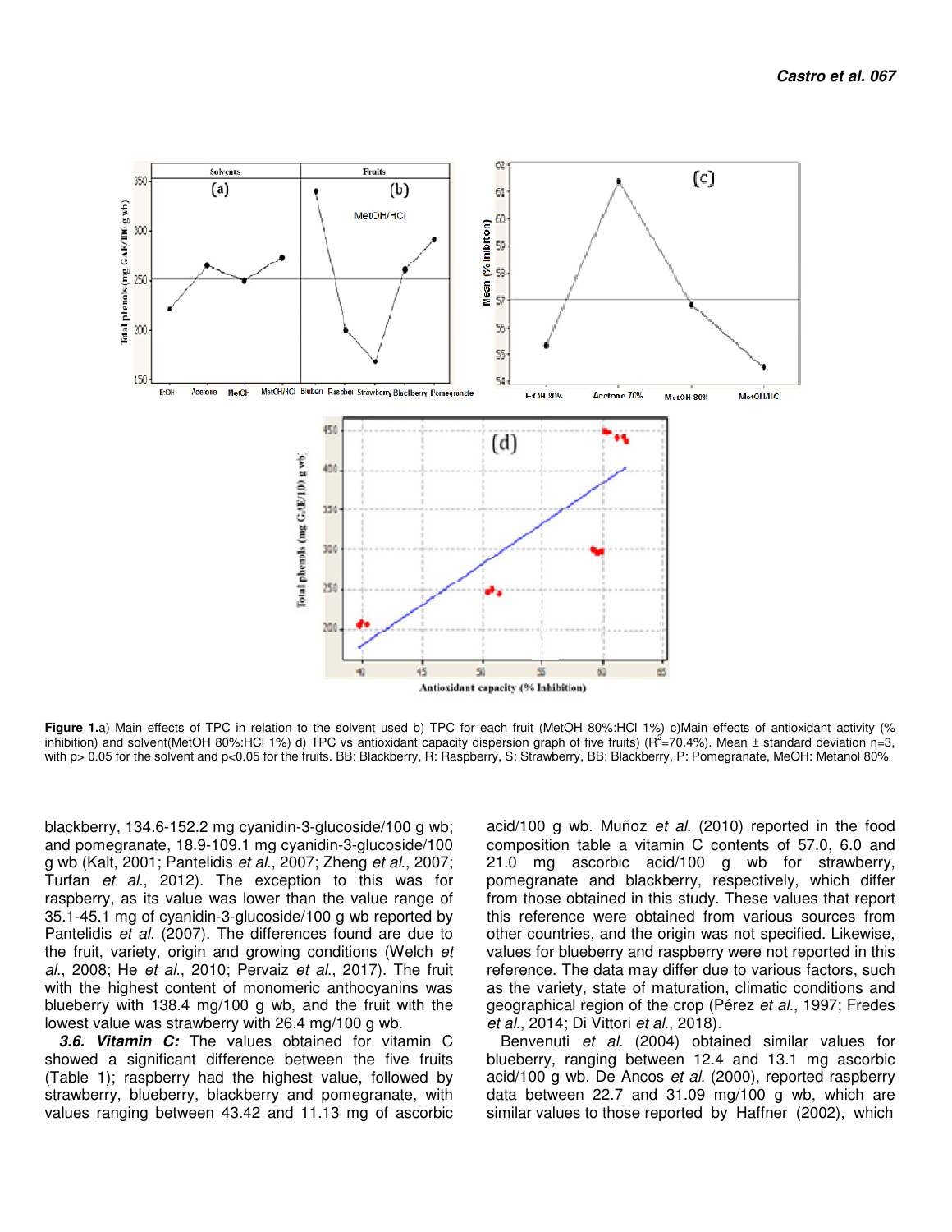**Figure 1.**a) Main effects of TPC in relation to the solvent used b) TPC for each fruit (MetOH 80%:HCl 1%) c)Main effects of antioxidant activity (% inhibition) and solvent(MetOH 80%:HCl 1%) d) TPC vs antioxidant capacity dispersion graph of five fruits) ($R^2$=70.4%). Mean ± standard deviation n=3, with p> 0.05 for the solvent and p<0.05 for the fruits. BB: Blackberry, R: Raspberry, S: Strawberry, BB: Blackberry, P: Pomegranate, MeOH: Metanol 80%

blackberry, 134.6-152.2 mg cyanidin-3-glucoside/100 g wb; and pomegranate, 18.9-109.1 mg cyanidin-3-glucoside/100 g wb (Kalt, 2001; Pantelidis *et al*., 2007; Zheng *et al*., 2007; Turfan *et al*., 2012). The exception to this was for raspberry, as its value was lower than the value range of 35.1-45.1 mg of cyanidin-3-glucoside/100 g wb reported by Pantelidis *et al.* (2007). The differences found are due to the fruit, variety, origin and growing conditions (Welch *et al*., 2008; He *et al*., 2010; Pervaiz *et al*., 2017). The fruit with the highest content of monomeric anthocyanins was blueberry with 138.4 mg/100 g wb, and the fruit with the lowest value was strawberry with 26.4 mg/100 g wb.

***3.6. Vitamin C:*** The values obtained for vitamin C showed a significant difference between the five fruits (Table 1); raspberry had the highest value, followed by strawberry, blueberry, blackberry and pomegranate, with values ranging between 43.42 and 11.13 mg of ascorbic acid/100 g wb. Muñoz *et al.* (2010) reported in the food composition table a vitamin C contents of 57.0, 6.0 and 21.0 mg ascorbic acid/100 g wb for strawberry, pomegranate and blackberry, respectively, which differ from those obtained in this study. These values that report this reference were obtained from various sources from other countries, and the origin was not specified. Likewise, values for blueberry and raspberry were not reported in this reference. The data may differ due to various factors, such as the variety, state of maturation, climatic conditions and geographical region of the crop (Pérez *et al*., 1997; Fredes *et al*., 2014; Di Vittori *et al*., 2018).

Benvenuti *et al.* (2004) obtained similar values for blueberry, ranging between 12.4 and 13.1 mg ascorbic acid/100 g wb. De Ancos *et al.* (2000), reported raspberry data between 22.7 and 31.09 mg/100 g wb, which are similar values to those reported by Haffner (2002), which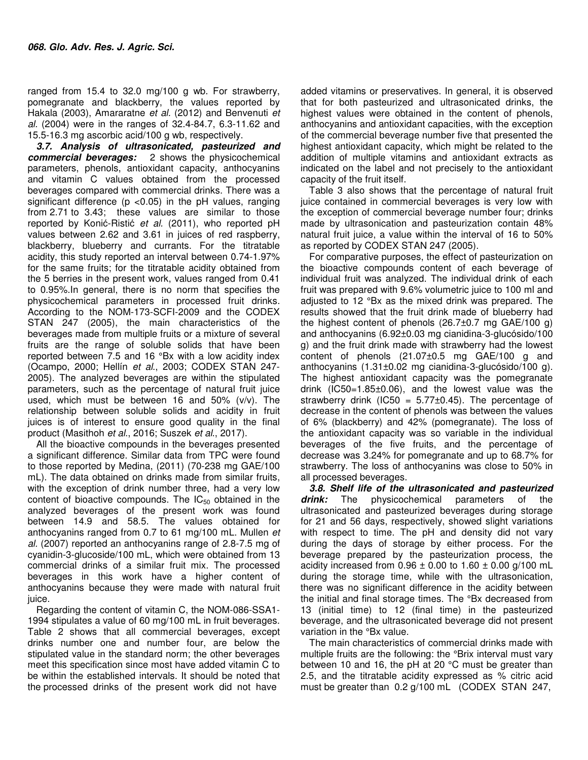ranged from 15.4 to 32.0 mg/100 g wb. For strawberry, pomegranate and blackberry, the values reported by Hakala (2003), Amararatne *et al.* (2012) and Benvenuti *et al.* (2004) were in the ranges of 32.4-84.7, 6.3-11.62 and 15.5-16.3 mg ascorbic acid/100 g wb, respectively.

***3.7. Analysis of ultrasonicated, pasteurized and commercial beverages:*** 2 shows the physicochemical parameters, phenols, antioxidant capacity, anthocyanins and vitamin C values obtained from the processed beverages compared with commercial drinks. There was a significant difference ($p < 0.05$) in the pH values, ranging from 2.71 to 3.43; these values are similar to those reported by Konić-Ristić *et al.* (2011), who reported pH values between 2.62 and 3.61 in juices of red raspberry, blackberry, blueberry and currants. For the titratable acidity, this study reported an interval between 0.74-1.97% for the same fruits; for the titratable acidity obtained from the 5 berries in the present work, values ranged from 0.41 to 0.95%.In general, there is no norm that specifies the physicochemical parameters in processed fruit drinks. According to the NOM-173-SCFI-2009 and the CODEX STAN 247 (2005), the main characteristics of the beverages made from multiple fruits or a mixture of several fruits are the range of soluble solids that have been reported between 7.5 and 16 °Bx with a low acidity index (Ocampo, 2000; Hellín *et al.*, 2003; CODEX STAN 247-2005). The analyzed beverages are within the stipulated parameters, such as the percentage of natural fruit juice used, which must be between 16 and 50% (v/v). The relationship between soluble solids and acidity in fruit juices is of interest to ensure good quality in the final product (Masithoh *et al.*, 2016; Suszek *et al.*, 2017).

All the bioactive compounds in the beverages presented a significant difference. Similar data from TPC were found to those reported by Medina, (2011) (70-238 mg GAE/100 mL). The data obtained on drinks made from similar fruits, with the exception of drink number three, had a very low content of bioactive compounds. The $IC_{50}$ obtained in the analyzed beverages of the present work was found between 14.9 and 58.5. The values obtained for anthocyanins ranged from 0.7 to 61 mg/100 mL. Mullen *et al.* (2007) reported an anthocyanins range of 2.8-7.5 mg of cyanidin-3-glucoside/100 mL, which were obtained from 13 commercial drinks of a similar fruit mix. The processed beverages in this work have a higher content of anthocyanins because they were made with natural fruit juice.

Regarding the content of vitamin C, the NOM-086-SSA1-1994 stipulates a value of 60 mg/100 mL in fruit beverages. Table 2 shows that all commercial beverages, except drinks number one and number four, are below the stipulated value in the standard norm; the other beverages meet this specification since most have added vitamin C to be within the established intervals. It should be noted that the processed drinks of the present work did not have added vitamins or preservatives. In general, it is observed that for both pasteurized and ultrasonicated drinks, the highest values were obtained in the content of phenols, anthocyanins and antioxidant capacities, with the exception of the commercial beverage number five that presented the highest antioxidant capacity, which might be related to the addition of multiple vitamins and antioxidant extracts as indicated on the label and not precisely to the antioxidant capacity of the fruit itself.

Table 3 also shows that the percentage of natural fruit juice contained in commercial beverages is very low with the exception of commercial beverage number four; drinks made by ultrasonication and pasteurization contain 48% natural fruit juice, a value within the interval of 16 to 50% as reported by CODEX STAN 247 (2005).

For comparative purposes, the effect of pasteurization on the bioactive compounds content of each beverage of individual fruit was analyzed. The individual drink of each fruit was prepared with 9.6% volumetric juice to 100 ml and adjusted to 12 °Bx as the mixed drink was prepared. The results showed that the fruit drink made of blueberry had the highest content of phenols (26.7±0.7 mg GAE/100 g) and anthocyanins (6.92±0.03 mg cianidina-3-glucósido/100 g) and the fruit drink made with strawberry had the lowest content of phenols (21.07±0.5 mg GAE/100 g and anthocyanins (1.31±0.02 mg cianidina-3-glucósido/100 g). The highest antioxidant capacity was the pomegranate drink (IC50=1.85±0.06), and the lowest value was the strawberry drink (IC50 = 5.77±0.45). The percentage of decrease in the content of phenols was between the values of 6% (blackberry) and 42% (pomegranate). The loss of the antioxidant capacity was so variable in the individual beverages of the five fruits, and the percentage of decrease was 3.24% for pomegranate and up to 68.7% for strawberry. The loss of anthocyanins was close to 50% in all processed beverages.

***3.8. Shelf life of the ultrasonicated and pasteurized drink:*** The physicochemical parameters of the ultrasonicated and pasteurized beverages during storage for 21 and 56 days, respectively, showed slight variations with respect to time. The pH and density did not vary during the days of storage by either process. For the beverage prepared by the pasteurization process, the acidity increased from 0.96 ± 0.00 to 1.60 ± 0.00 g/100 mL during the storage time, while with the ultrasonication, there was no significant difference in the acidity between the initial and final storage times. The °Bx decreased from 13 (initial time) to 12 (final time) in the pasteurized beverage, and the ultrasonicated beverage did not present variation in the °Bx value.

The main characteristics of commercial drinks made with multiple fruits are the following: the °Brix interval must vary between 10 and 16, the pH at 20 °C must be greater than 2.5, and the titratable acidity expressed as % citric acid must be greater than 0.2 g/100 mL (CODEX STAN 247,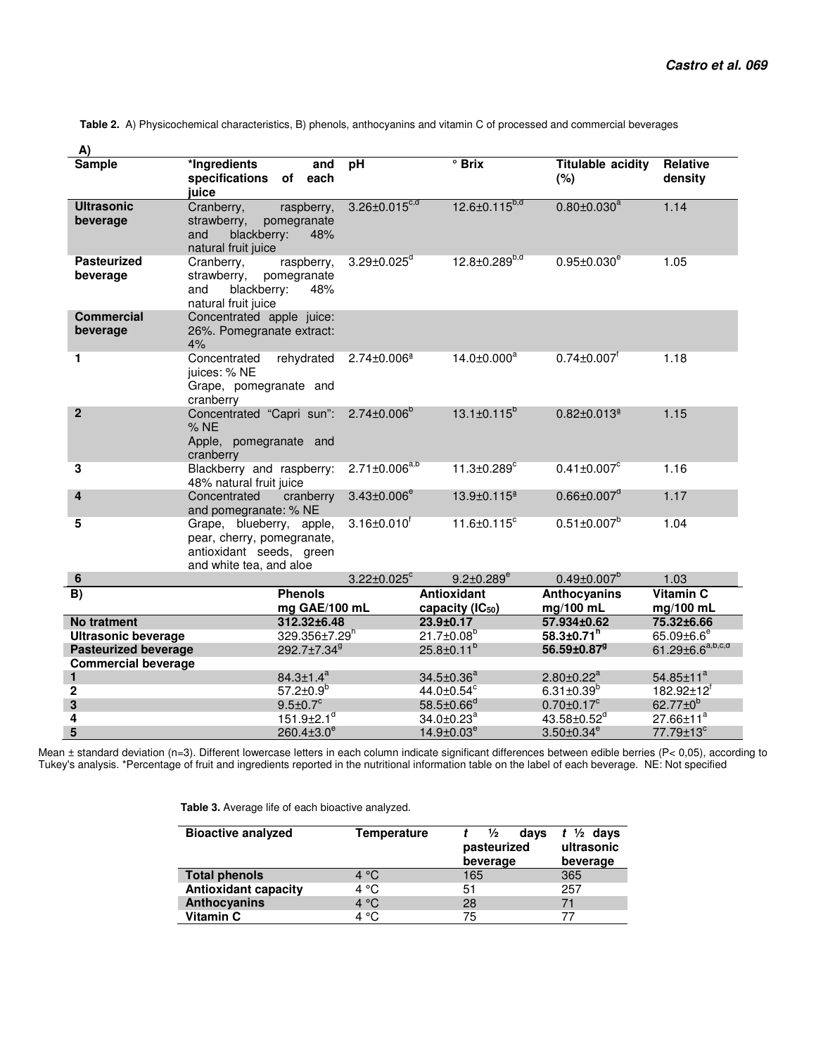**Table 2.** A) Physicochemical characteristics, B) phenols, anthocyanins and vitamin C of processed and commercial beverages

**A)**

| Sample | *Ingredients and specifications of each juice | pH | ° Brix | Titulable acidity (%) | Relative density |
|---|---|---|---|---|---|
| **Ultrasonic beverage** | Cranberry, raspberry, strawberry, pomegranate and blackberry: 48% natural fruit juice | 3.26±0.015[c,d] | 12.6±0.115[b,d] | 0.80±0.030[a] | 1.14 |
| **Pasteurized beverage** | Cranberry, raspberry, strawberry, pomegranate and blackberry: 48% natural fruit juice | 3.29±0.025[d] | 12.8±0.289[b,d] | 0.95±0.030[e] | 1.05 |
| **Commercial beverage** | Concentrated apple juice: 26%. Pomegranate extract: 4% | | | | |
| **1** | Concentrated rehydrated juices: % NE Grape, pomegranate and cranberry | 2.74±0.006[a] | 14.0±0.000[a] | 0.74±0.007[f] | 1.18 |
| **2** | Concentrated "Capri sun": % NE Apple, pomegranate and cranberry | 2.74±0.006[b] | 13.1±0.115[b] | 0.82±0.013[a] | 1.15 |
| **3** | Blackberry and raspberry: 48% natural fruit juice | 2.71±0.006[a,b] | 11.3±0.289[c] | 0.41±0.007[c] | 1.16 |
| **4** | Concentrated cranberry and pomegranate: % NE | 3.43±0.006[e] | 13.9±0.115[a] | 0.66±0.007[d] | 1.17 |
| **5** | Grape, blueberry, apple, pear, cherry, pomegranate, antioxidant seeds, green and white tea, and aloe | 3.16±0.010[f] | 11.6±0.115[c] | 0.51±0.007[b] | 1.04 |
| **6** | | 3.22±0.025[c] | 9.2±0.289[e] | 0.49±0.007[b] | 1.03 |

**B)**

| | Phenols mg GAE/100 mL | Antioxidant capacity ($IC_{50}$) | Anthocyanins mg/100 mL | Vitamin C mg/100 mL |
|---|---|---|---|---|
| **No tratment** | **312.32±6.48** | **23.9±0.17** | **57.934±0.62** | **75.32±6.66** |
| **Ultrasonic beverage** | 329.356±7.29[h] | 21.7±0.08[b] | **58.3±0.71[h]** | 65.09±6.6[e] |
| **Pasteurized beverage** | 292.7±7.34[g] | 25.8±0.11[b] | **56.59±0.87[g]** | 61.29±6.6[a,b,c,d] |
| **Commercial beverage** | | | | |
| **1** | 84.3±1.4[a] | 34.5±0.36[a] | 2.80±0.22[a] | 54.85±11[a] |
| **2** | 57.2±0.9[b] | 44.0±0.54[c] | 6.31±0.39[b] | 182.92±12[f] |
| **3** | 9.5±0.7[c] | 58.5±0.66[d] | 0.70±0.17[c] | 62.77±0[b] |
| **4** | 151.9±2.1[d] | 34.0±0.23[a] | 43.58±0.52[d] | 27.66±11[a] |
| **5** | 260.4±3.0[e] | 14.9±0.03[e] | 3.50±0.34[e] | 77.79±13[c] |

Mean ± standard deviation (n=3). Different lowercase letters in each column indicate significant differences between edible berries (P< 0,05), according to Tukey's analysis. *Percentage of fruit and ingredients reported in the nutritional information table on the label of each beverage. NE: Not specified

**Table 3.** Average life of each bioactive analyzed.

| Bioactive analyzed | Temperature | $t$ ½ days pasteurized beverage | $t$ ½ days ultrasonic beverage |
|---|---|---|---|
| **Total phenols** | 4 °C | 165 | 365 |
| **Antioxidant capacity** | 4 °C | 51 | 257 |
| **Anthocyanins** | 4 °C | 28 | 71 |
| **Vitamin C** | 4 °C | 75 | 77 |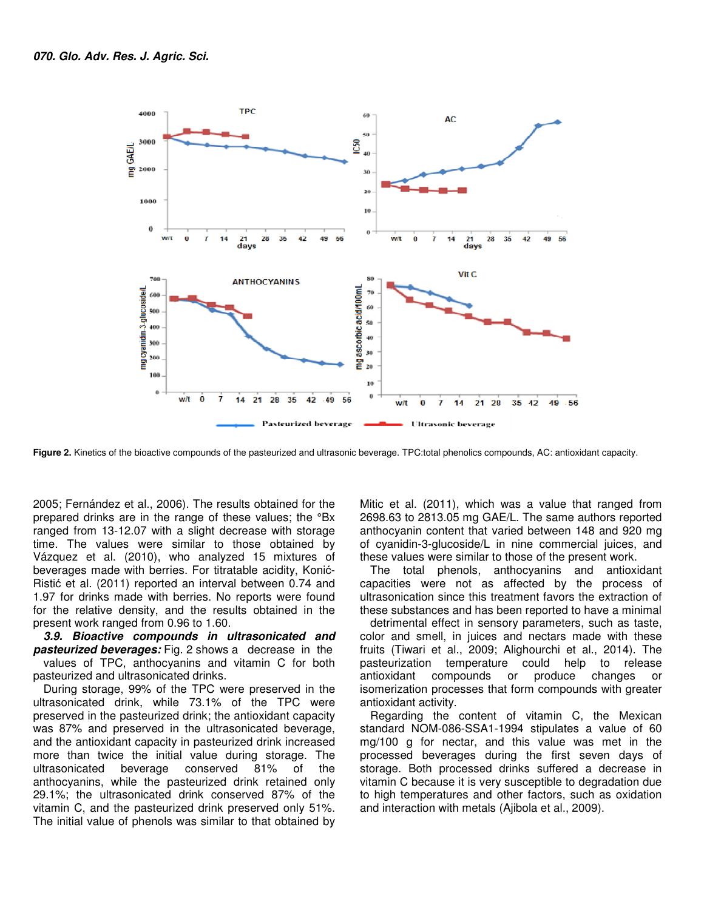**Figure 2.** Kinetics of the bioactive compounds of the pasteurized and ultrasonic beverage. TPC:total phenolics compounds, AC: antioxidant capacity.

2005; Fernández et al., 2006). The results obtained for the prepared drinks are in the range of these values; the °Bx ranged from 13-12.07 with a slight decrease with storage time. The values were similar to those obtained by Vázquez et al. (2010), who analyzed 15 mixtures of beverages made with berries. For titratable acidity, Konić-Ristić et al. (2011) reported an interval between 0.74 and 1.97 for drinks made with berries. No reports were found for the relative density, and the results obtained in the present work ranged from 0.96 to 1.60.

***3.9. Bioactive compounds in ultrasonicated and pasteurized beverages:*** Fig. 2 shows a decrease in the values of TPC, anthocyanins and vitamin C for both pasteurized and ultrasonicated drinks.

During storage, 99% of the TPC were preserved in the ultrasonicated drink, while 73.1% of the TPC were preserved in the pasteurized drink; the antioxidant capacity was 87% and preserved in the ultrasonicated beverage, and the antioxidant capacity in pasteurized drink increased more than twice the initial value during storage. The ultrasonicated beverage conserved 81% of the anthocyanins, while the pasteurized drink retained only 29.1%; the ultrasonicated drink conserved 87% of the vitamin C, and the pasteurized drink preserved only 51%. The initial value of phenols was similar to that obtained by Mitic et al. (2011), which was a value that ranged from 2698.63 to 2813.05 mg GAE/L. The same authors reported anthocyanin content that varied between 148 and 920 mg of cyanidin-3-glucoside/L in nine commercial juices, and these values were similar to those of the present work.

The total phenols, anthocyanins and antioxidant capacities were not as affected by the process of ultrasonication since this treatment favors the extraction of these substances and has been reported to have a minimal detrimental effect in sensory parameters, such as taste, color and smell, in juices and nectars made with these fruits (Tiwari et al., 2009; Alighourchi et al., 2014). The pasteurization temperature could help to release antioxidant compounds or produce changes or isomerization processes that form compounds with greater antioxidant activity.

Regarding the content of vitamin C, the Mexican standard NOM-086-SSA1-1994 stipulates a value of 60 mg/100 g for nectar, and this value was met in the processed beverages during the first seven days of storage. Both processed drinks suffered a decrease in vitamin C because it is very susceptible to degradation due to high temperatures and other factors, such as oxidation and interaction with metals (Ajibola et al., 2009).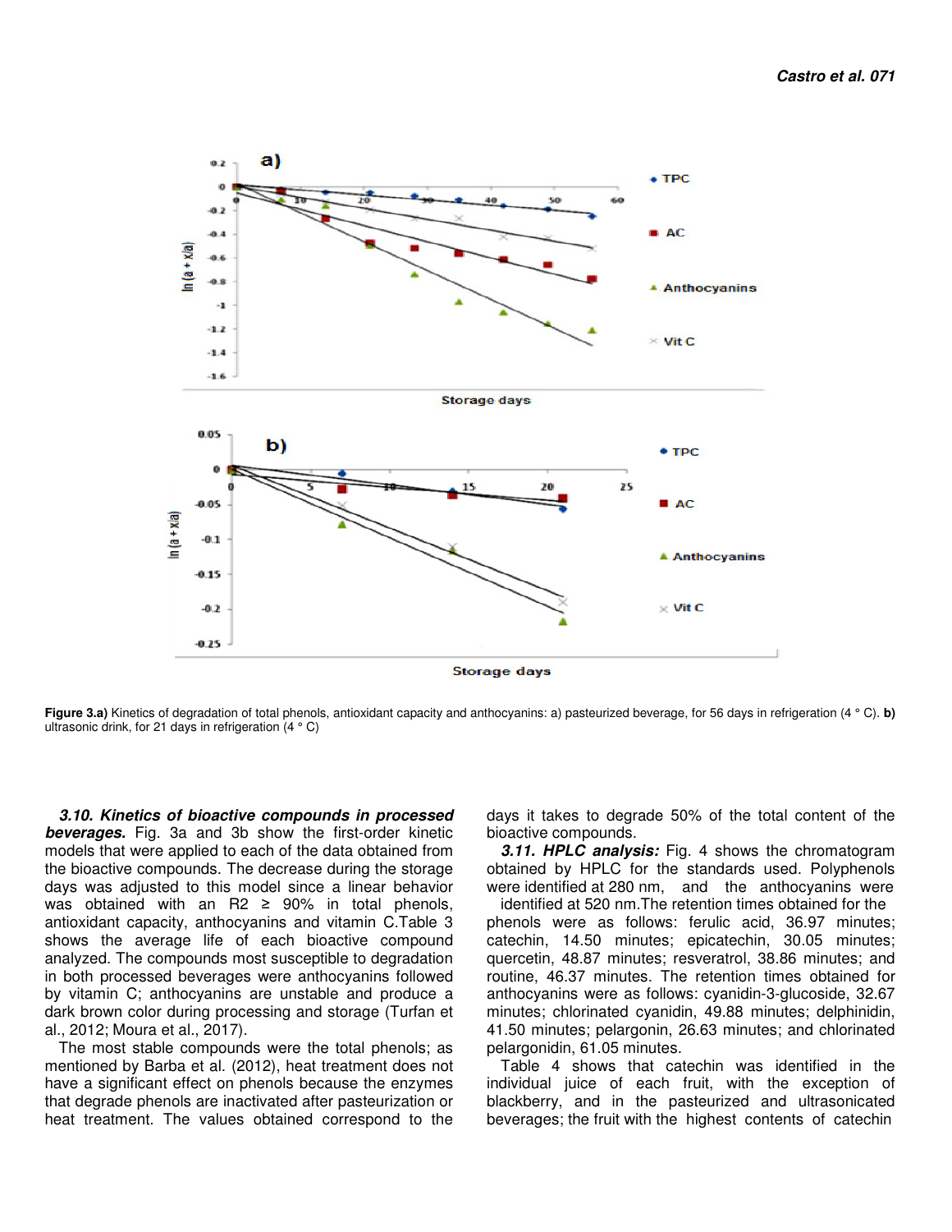**Figure 3.a)** Kinetics of degradation of total phenols, antioxidant capacity and anthocyanins: a) pasteurized beverage, for 56 days in refrigeration (4 ° C). **b)** ultrasonic drink, for 21 days in refrigeration (4 ° C)

***3.10. Kinetics of bioactive compounds in processed beverages.*** Fig. 3a and 3b show the first-order kinetic models that were applied to each of the data obtained from the bioactive compounds. The decrease during the storage days was adjusted to this model since a linear behavior was obtained with an R2 ≥ 90% in total phenols, antioxidant capacity, anthocyanins and vitamin C.Table 3 shows the average life of each bioactive compound analyzed. The compounds most susceptible to degradation in both processed beverages were anthocyanins followed by vitamin C; anthocyanins are unstable and produce a dark brown color during processing and storage (Turfan et al., 2012; Moura et al., 2017).

The most stable compounds were the total phenols; as mentioned by Barba et al. (2012), heat treatment does not have a significant effect on phenols because the enzymes that degrade phenols are inactivated after pasteurization or heat treatment. The values obtained correspond to the days it takes to degrade 50% of the total content of the bioactive compounds.

***3.11. HPLC analysis:*** Fig. 4 shows the chromatogram obtained by HPLC for the standards used. Polyphenols were identified at 280 nm, and the anthocyanins were identified at 520 nm.The retention times obtained for the phenols were as follows: ferulic acid, 36.97 minutes; catechin, 14.50 minutes; epicatechin, 30.05 minutes; quercetin, 48.87 minutes; resveratrol, 38.86 minutes; and routine, 46.37 minutes. The retention times obtained for anthocyanins were as follows: cyanidin-3-glucoside, 32.67 minutes; chlorinated cyanidin, 49.88 minutes; delphinidin, 41.50 minutes; pelargonin, 26.63 minutes; and chlorinated pelargonidin, 61.05 minutes.

Table 4 shows that catechin was identified in the individual juice of each fruit, with the exception of blackberry, and in the pasteurized and ultrasonicated beverages; the fruit with the highest contents of catechin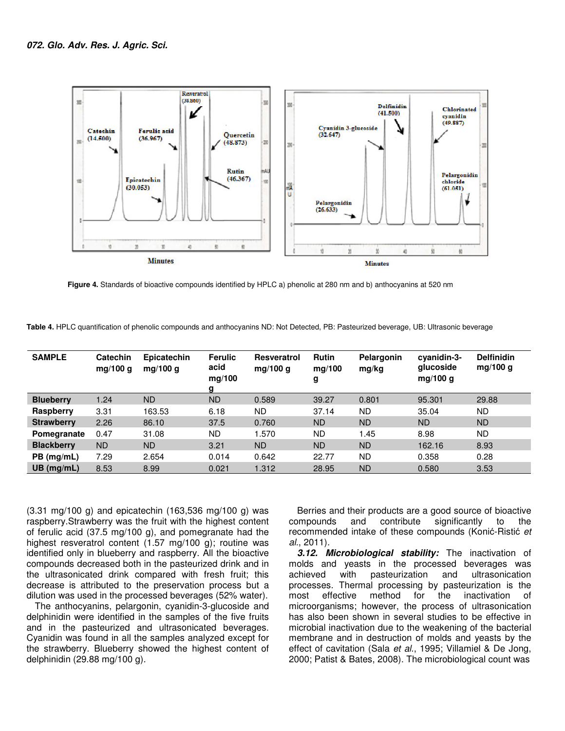Figure 4. Standards of bioactive compounds identified by HPLC a) phenolic at 280 nm and b) anthocyanins at 520 nm

Table 4. HPLC quantification of phenolic compounds and anthocyanins ND: Not Detected, PB: Pasteurized beverage, UB: Ultrasonic beverage

| SAMPLE | Catechin mg/100 g | Epicatechin mg/100 g | Ferulic acid mg/100 g | Resveratrol mg/100 g | Rutin mg/100 g | Pelargonin mg/kg | cyanidin-3-glucoside mg/100 g | Delfinidin mg/100 g |
|---|---|---|---|---|---|---|---|---|
| **Blueberry** | 1.24 | ND | ND | 0.589 | 39.27 | 0.801 | 95.301 | 29.88 |
| **Raspberry** | 3.31 | 163.53 | 6.18 | ND | 37.14 | ND | 35.04 | ND |
| **Strawberry** | 2.26 | 86.10 | 37.5 | 0.760 | ND | ND | ND | ND |
| **Pomegranate** | 0.47 | 31.08 | ND | 1.570 | ND | 1.45 | 8.98 | ND |
| **Blackberry** | ND | ND | 3.21 | ND | ND | ND | 162.16 | 8.93 |
| **PB (mg/mL)** | 7.29 | 2.654 | 0.014 | 0.642 | 22.77 | ND | 0.358 | 0.28 |
| **UB (mg/mL)** | 8.53 | 8.99 | 0.021 | 1.312 | 28.95 | ND | 0.580 | 3.53 |

(3.31 mg/100 g) and epicatechin (163,536 mg/100 g) was raspberry.Strawberry was the fruit with the highest content of ferulic acid (37.5 mg/100 g), and pomegranate had the highest resveratrol content (1.57 mg/100 g); routine was identified only in blueberry and raspberry. All the bioactive compounds decreased both in the pasteurized drink and in the ultrasonicated drink compared with fresh fruit; this decrease is attributed to the preservation process but a dilution was used in the processed beverages (52% water).

The anthocyanins, pelargonin, cyanidin-3-glucoside and delphinidin were identified in the samples of the five fruits and in the pasteurized and ultrasonicated beverages. Cyanidin was found in all the samples analyzed except for the strawberry. Blueberry showed the highest content of delphinidin (29.88 mg/100 g).

Berries and their products are a good source of bioactive compounds and contribute significantly to the recommended intake of these compounds (Konić-Ristić *et al.*, 2011).

***3.12. Microbiological stability:*** The inactivation of molds and yeasts in the processed beverages was achieved with pasteurization and ultrasonication processes. Thermal processing by pasteurization is the most effective method for the inactivation of microorganisms; however, the process of ultrasonication has also been shown in several studies to be effective in microbial inactivation due to the weakening of the bacterial membrane and in destruction of molds and yeasts by the effect of cavitation (Sala *et al.*, 1995; Villamiel & De Jong, 2000; Patist & Bates, 2008). The microbiological count was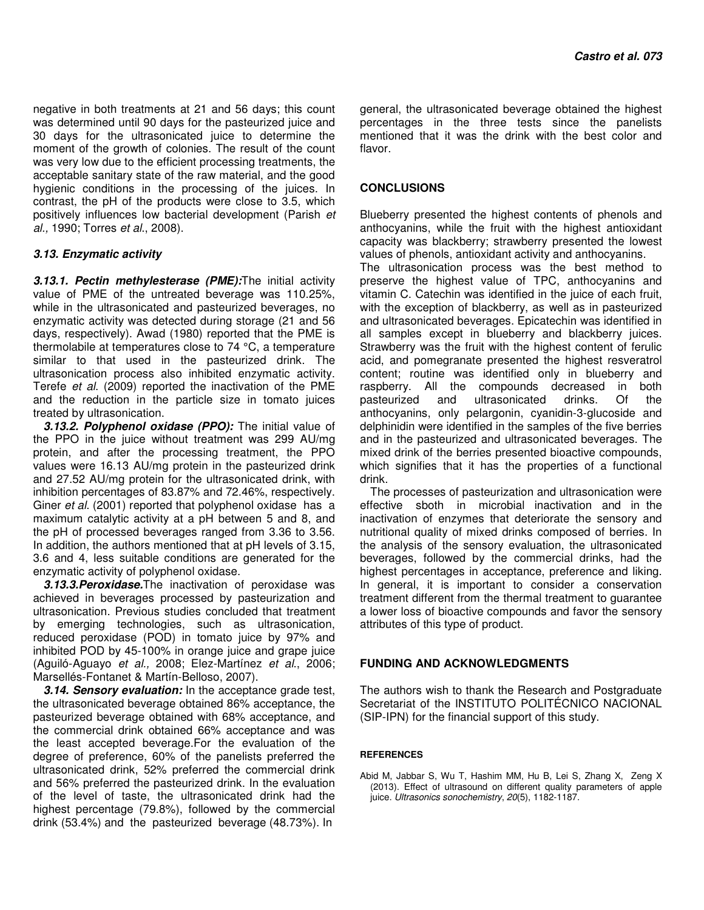negative in both treatments at 21 and 56 days; this count was determined until 90 days for the pasteurized juice and 30 days for the ultrasonicated juice to determine the moment of the growth of colonies. The result of the count was very low due to the efficient processing treatments, the acceptable sanitary state of the raw material, and the good hygienic conditions in the processing of the juices. In contrast, the pH of the products were close to 3.5, which positively influences low bacterial development (Parish *et al.,* 1990; Torres *et al*., 2008).

### *3.13. Enzymatic activity*

***3.13.1. Pectin methylesterase (PME):***The initial activity value of PME of the untreated beverage was 110.25%, while in the ultrasonicated and pasteurized beverages, no enzymatic activity was detected during storage (21 and 56 days, respectively). Awad (1980) reported that the PME is thermolabile at temperatures close to 74 °C, a temperature similar to that used in the pasteurized drink. The ultrasonication process also inhibited enzymatic activity. Terefe *et al*. (2009) reported the inactivation of the PME and the reduction in the particle size in tomato juices treated by ultrasonication.

***3.13.2. Polyphenol oxidase (PPO):*** The initial value of the PPO in the juice without treatment was 299 AU/mg protein, and after the processing treatment, the PPO values were 16.13 AU/mg protein in the pasteurized drink and 27.52 AU/mg protein for the ultrasonicated drink, with inhibition percentages of 83.87% and 72.46%, respectively. Giner *et al*. (2001) reported that polyphenol oxidase has a maximum catalytic activity at a pH between 5 and 8, and the pH of processed beverages ranged from 3.36 to 3.56. In addition, the authors mentioned that at pH levels of 3.15, 3.6 and 4, less suitable conditions are generated for the enzymatic activity of polyphenol oxidase.

***3.13.3.Peroxidase.***The inactivation of peroxidase was achieved in beverages processed by pasteurization and ultrasonication. Previous studies concluded that treatment by emerging technologies, such as ultrasonication, reduced peroxidase (POD) in tomato juice by 97% and inhibited POD by 45-100% in orange juice and grape juice (Aguiló-Aguayo *et al.,* 2008; Elez-Martínez *et al*., 2006; Marsellés-Fontanet & Martín-Belloso, 2007).

***3.14. Sensory evaluation:*** In the acceptance grade test, the ultrasonicated beverage obtained 86% acceptance, the pasteurized beverage obtained with 68% acceptance, and the commercial drink obtained 66% acceptance and was the least accepted beverage.For the evaluation of the degree of preference, 60% of the panelists preferred the ultrasonicated drink, 52% preferred the commercial drink and 56% preferred the pasteurized drink. In the evaluation of the level of taste, the ultrasonicated drink had the highest percentage (79.8%), followed by the commercial drink (53.4%) and the pasteurized beverage (48.73%). In general, the ultrasonicated beverage obtained the highest percentages in the three tests since the panelists mentioned that it was the drink with the best color and flavor.

## CONCLUSIONS

Blueberry presented the highest contents of phenols and anthocyanins, while the fruit with the highest antioxidant capacity was blackberry; strawberry presented the lowest values of phenols, antioxidant activity and anthocyanins.
The ultrasonication process was the best method to preserve the highest value of TPC, anthocyanins and vitamin C. Catechin was identified in the juice of each fruit, with the exception of blackberry, as well as in pasteurized and ultrasonicated beverages. Epicatechin was identified in all samples except in blueberry and blackberry juices. Strawberry was the fruit with the highest content of ferulic acid, and pomegranate presented the highest resveratrol content; routine was identified only in blueberry and raspberry. All the compounds decreased in both pasteurized and ultrasonicated drinks. Of the anthocyanins, only pelargonin, cyanidin-3-glucoside and delphinidin were identified in the samples of the five berries and in the pasteurized and ultrasonicated beverages. The mixed drink of the berries presented bioactive compounds, which signifies that it has the properties of a functional drink.

The processes of pasteurization and ultrasonication were effective sboth in microbial inactivation and in the inactivation of enzymes that deteriorate the sensory and nutritional quality of mixed drinks composed of berries. In the analysis of the sensory evaluation, the ultrasonicated beverages, followed by the commercial drinks, had the highest percentages in acceptance, preference and liking. In general, it is important to consider a conservation treatment different from the thermal treatment to guarantee a lower loss of bioactive compounds and favor the sensory attributes of this type of product.

## FUNDING AND ACKNOWLEDGMENTS

The authors wish to thank the Research and Postgraduate Secretariat of the INSTITUTO POLITÉCNICO NACIONAL (SIP-IPN) for the financial support of this study.

## REFERENCES

Abid M, Jabbar S, Wu T, Hashim MM, Hu B, Lei S, Zhang X, Zeng X (2013). Effect of ultrasound on different quality parameters of apple juice. *Ultrasonics sonochemistry*, *20*(5), 1182-1187.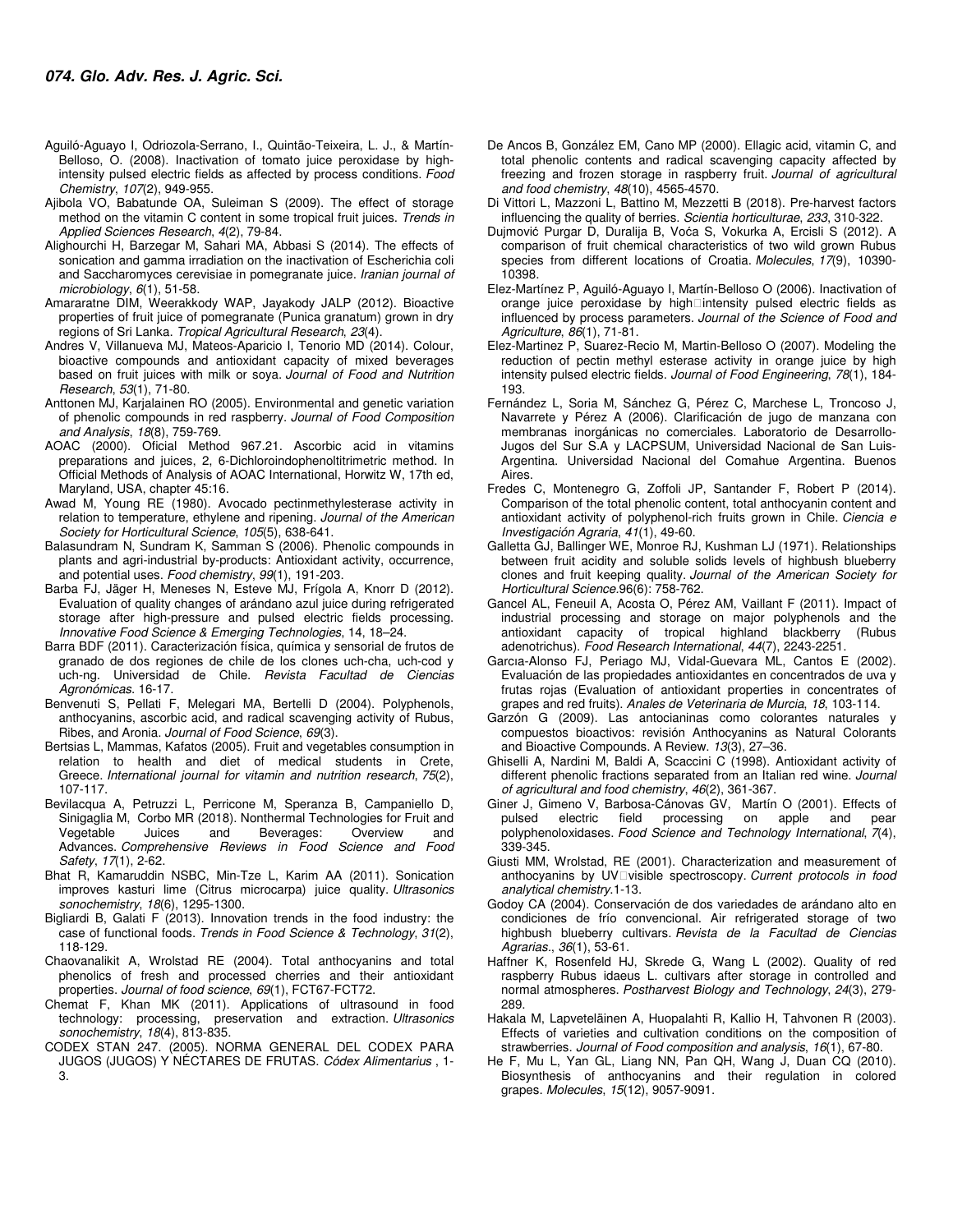Aguiló-Aguayo I, Odriozola-Serrano, I., Quintão-Teixeira, L. J., & Martín-Belloso, O. (2008). Inactivation of tomato juice peroxidase by high-intensity pulsed electric fields as affected by process conditions. *Food Chemistry*, *107*(2), 949-955.

Ajibola VO, Babatunde OA, Suleiman S (2009). The effect of storage method on the vitamin C content in some tropical fruit juices. *Trends in Applied Sciences Research*, *4*(2), 79-84.

Alighourchi H, Barzegar M, Sahari MA, Abbasi S (2014). The effects of sonication and gamma irradiation on the inactivation of Escherichia coli and Saccharomyces cerevisiae in pomegranate juice. *Iranian journal of microbiology*, *6*(1), 51-58.

Amararatne DIM, Weerakkody WAP, Jayakody JALP (2012). Bioactive properties of fruit juice of pomegranate (Punica granatum) grown in dry regions of Sri Lanka. *Tropical Agricultural Research*, *23*(4).

Andres V, Villanueva MJ, Mateos-Aparicio I, Tenorio MD (2014). Colour, bioactive compounds and antioxidant capacity of mixed beverages based on fruit juices with milk or soya. *Journal of Food and Nutrition Research*, *53*(1), 71-80.

Anttonen MJ, Karjalainen RO (2005). Environmental and genetic variation of phenolic compounds in red raspberry. *Journal of Food Composition and Analysis*, *18*(8), 759-769.

AOAC (2000). Oficial Method 967.21. Ascorbic acid in vitamins preparations and juices, 2, 6-Dichloroindophenoltitrimetric method. In Official Methods of Analysis of AOAC International, Horwitz W, 17th ed, Maryland, USA, chapter 45:16.

Awad M, Young RE (1980). Avocado pectinmethylesterase activity in relation to temperature, ethylene and ripening. *Journal of the American Society for Horticultural Science*, *105*(5), 638-641.

Balasundram N, Sundram K, Samman S (2006). Phenolic compounds in plants and agri-industrial by-products: Antioxidant activity, occurrence, and potential uses. *Food chemistry*, *99*(1), 191-203.

Barba FJ, Jäger H, Meneses N, Esteve MJ, Frígola A, Knorr D (2012). Evaluation of quality changes of arándano azul juice during refrigerated storage after high-pressure and pulsed electric fields processing. *Innovative Food Science & Emerging Technologies*, 14, 18–24.

Barra BDF (2011). Caracterización física, química y sensorial de frutos de granado de dos regiones de chile de los clones uch-cha, uch-cod y uch-ng. Universidad de Chile. *Revista Facultad de Ciencias Agronómicas*. 16-17.

Benvenuti S, Pellati F, Melegari MA, Bertelli D (2004). Polyphenols, anthocyanins, ascorbic acid, and radical scavenging activity of Rubus, Ribes, and Aronia. *Journal of Food Science*, *69*(3).

Bertsias L, Mammas, Kafatos (2005). Fruit and vegetables consumption in relation to health and diet of medical students in Crete, Greece. *International journal for vitamin and nutrition research*, *75*(2), 107-117.

Bevilacqua A, Petruzzi L, Perricone M, Speranza B, Campaniello D, Sinigaglia M, Corbo MR (2018). Nonthermal Technologies for Fruit and Vegetable Juices and Beverages: Overview and Advances. *Comprehensive Reviews in Food Science and Food Safety*, *17*(1), 2-62.

Bhat R, Kamaruddin NSBC, Min-Tze L, Karim AA (2011). Sonication improves kasturi lime (Citrus microcarpa) juice quality. *Ultrasonics sonochemistry*, *18*(6), 1295-1300.

Bigliardi B, Galati F (2013). Innovation trends in the food industry: the case of functional foods. *Trends in Food Science & Technology*, *31*(2), 118-129.

Chaovanalikit A, Wrolstad RE (2004). Total anthocyanins and total phenolics of fresh and processed cherries and their antioxidant properties. *Journal of food science*, *69*(1), FCT67-FCT72.

Chemat F, Khan MK (2011). Applications of ultrasound in food technology: processing, preservation and extraction. *Ultrasonics sonochemistry*, *18*(4), 813-835.

CODEX STAN 247. (2005). NORMA GENERAL DEL CODEX PARA JUGOS (JUGOS) Y NÉCTARES DE FRUTAS. *Códex Alimentarius* , 1-3.

De Ancos B, González EM, Cano MP (2000). Ellagic acid, vitamin C, and total phenolic contents and radical scavenging capacity affected by freezing and frozen storage in raspberry fruit. *Journal of agricultural and food chemistry*, *48*(10), 4565-4570.

Di Vittori L, Mazzoni L, Battino M, Mezzetti B (2018). Pre-harvest factors influencing the quality of berries. *Scientia horticulturae*, *233*, 310-322.

Dujmović Purgar D, Duralija B, Voća S, Vokurka A, Ercisli S (2012). A comparison of fruit chemical characteristics of two wild grown Rubus species from different locations of Croatia. *Molecules*, *17*(9), 10390-10398.

Elez-Martínez P, Aguiló-Aguayo I, Martín-Belloso O (2006). Inactivation of orange juice peroxidase by high-intensity pulsed electric fields as influenced by process parameters. *Journal of the Science of Food and Agriculture*, *86*(1), 71-81.

Elez-Martinez P, Suarez-Recio M, Martin-Belloso O (2007). Modeling the reduction of pectin methyl esterase activity in orange juice by high intensity pulsed electric fields. *Journal of Food Engineering*, *78*(1), 184-193.

Fernández L, Soria M, Sánchez G, Pérez C, Marchese L, Troncoso J, Navarrete y Pérez A (2006). Clarificación de jugo de manzana con membranas inorgánicas no comerciales. Laboratorio de Desarrollo-Jugos del Sur S.A y LACPSUM, Universidad Nacional de San Luis-Argentina. Universidad Nacional del Comahue Argentina. Buenos Aires.

Fredes C, Montenegro G, Zoffoli JP, Santander F, Robert P (2014). Comparison of the total phenolic content, total anthocyanin content and antioxidant activity of polyphenol-rich fruits grown in Chile. *Ciencia e Investigación Agraria*, *41*(1), 49-60.

Galletta GJ, Ballinger WE, Monroe RJ, Kushman LJ (1971). Relationships between fruit acidity and soluble solids levels of highbush blueberry clones and fruit keeping quality. *Journal of the American Society for Horticultural Science.*96(6): 758-762.

Gancel AL, Feneuil A, Acosta O, Pérez AM, Vaillant F (2011). Impact of industrial processing and storage on major polyphenols and the antioxidant capacity of tropical highland blackberry (Rubus adenotrichus). *Food Research International*, *44*(7), 2243-2251.

Garcıa-Alonso FJ, Periago MJ, Vidal-Guevara ML, Cantos E (2002). Evaluación de las propiedades antioxidantes en concentrados de uva y frutas rojas (Evaluation of antioxidant properties in concentrates of grapes and red fruits). *Anales de Veterinaria de Murcia*, *18*, 103-114.

Garzón G (2009). Las antocianinas como colorantes naturales y compuestos bioactivos: revisión Anthocyanins as Natural Colorants and Bioactive Compounds. A Review. *13*(3), 27–36.

Ghiselli A, Nardini M, Baldi A, Scaccini C (1998). Antioxidant activity of different phenolic fractions separated from an Italian red wine. *Journal of agricultural and food chemistry*, *46*(2), 361-367.

Giner J, Gimeno V, Barbosa-Cánovas GV, Martín O (2001). Effects of pulsed electric field processing on apple and pear polyphenoloxidases. *Food Science and Technology International*, *7*(4), 339-345.

Giusti MM, Wrolstad, RE (2001). Characterization and measurement of anthocyanins by UV-visible spectroscopy. *Current protocols in food analytical chemistry.*1-13.

Godoy CA (2004). Conservación de dos variedades de arándano alto en condiciones de frío convencional. Air refrigerated storage of two highbush blueberry cultivars. *Revista de la Facultad de Ciencias Agrarias.*, *36*(1), 53-61.

Haffner K, Rosenfeld HJ, Skrede G, Wang L (2002). Quality of red raspberry Rubus idaeus L. cultivars after storage in controlled and normal atmospheres. *Postharvest Biology and Technology*, *24*(3), 279-289.

Hakala M, Lapveteläinen A, Huopalahti R, Kallio H, Tahvonen R (2003). Effects of varieties and cultivation conditions on the composition of strawberries. *Journal of Food composition and analysis*, *16*(1), 67-80.

He F, Mu L, Yan GL, Liang NN, Pan QH, Wang J, Duan CQ (2010). Biosynthesis of anthocyanins and their regulation in colored grapes. *Molecules*, *15*(12), 9057-9091.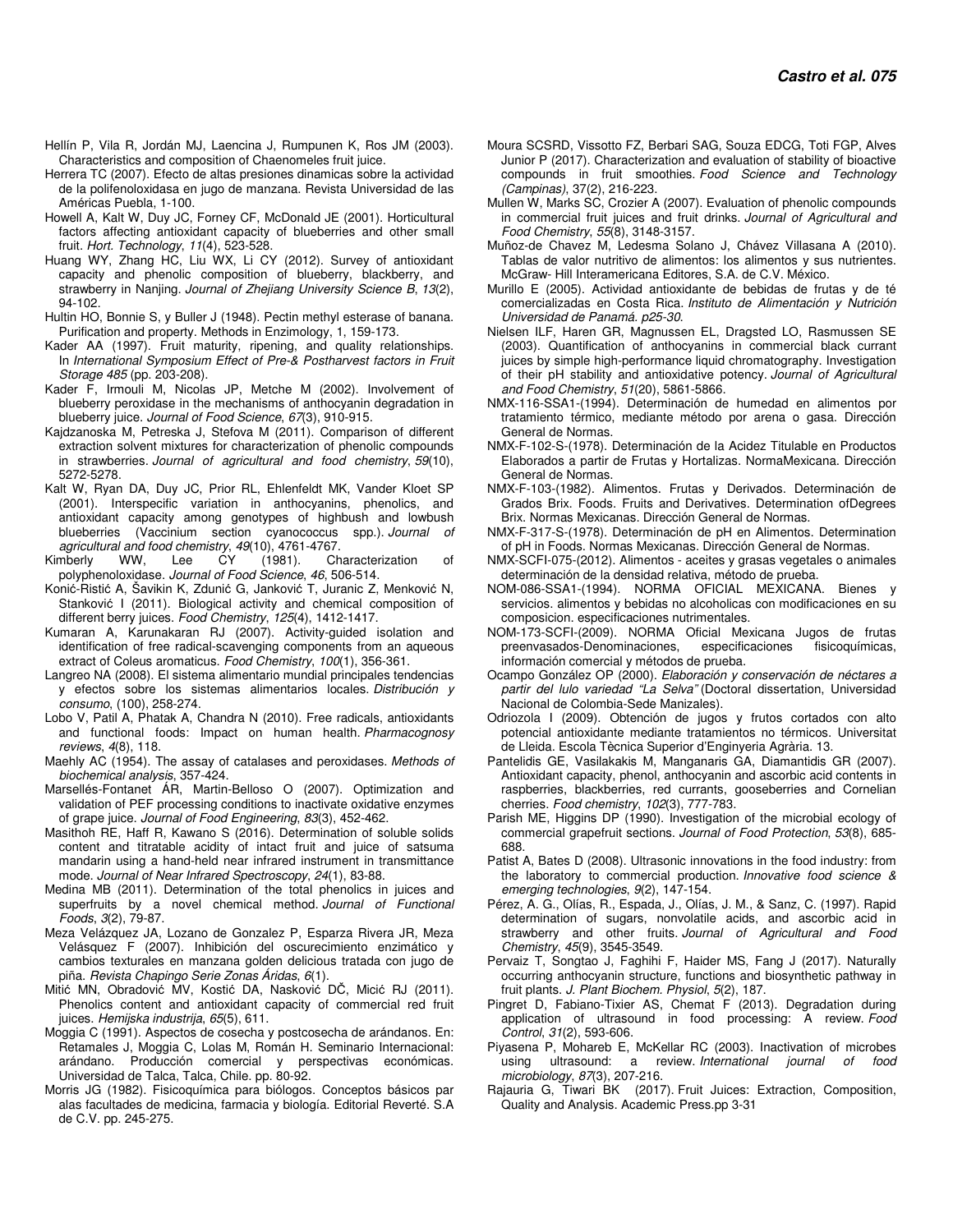Hellín P, Vila R, Jordán MJ, Laencina J, Rumpunen K, Ros JM (2003). Characteristics and composition of Chaenomeles fruit juice.

Herrera TC (2007). Efecto de altas presiones dinamicas sobre la actividad de la polifenoloxidasa en jugo de manzana. Revista Universidad de las Américas Puebla, 1-100.

Howell A, Kalt W, Duy JC, Forney CF, McDonald JE (2001). Horticultural factors affecting antioxidant capacity of blueberries and other small fruit. *Hort. Technology*, *11*(4), 523-528.

Huang WY, Zhang HC, Liu WX, Li CY (2012). Survey of antioxidant capacity and phenolic composition of blueberry, blackberry, and strawberry in Nanjing. *Journal of Zhejiang University Science B*, *13*(2), 94-102.

Hultin HO, Bonnie S, y Buller J (1948). Pectin methyl esterase of banana. Purification and property. Methods in Enzimology, 1, 159-173.

Kader AA (1997). Fruit maturity, ripening, and quality relationships. In *International Symposium Effect of Pre-& Postharvest factors in Fruit Storage 485* (pp. 203-208).

Kader F, Irmouli M, Nicolas JP, Metche M (2002). Involvement of blueberry peroxidase in the mechanisms of anthocyanin degradation in blueberry juice. *Journal of Food Science*, *67*(3), 910-915.

Kajdzanoska M, Petreska J, Stefova M (2011). Comparison of different extraction solvent mixtures for characterization of phenolic compounds in strawberries. *Journal of agricultural and food chemistry*, *59*(10), 5272-5278.

Kalt W, Ryan DA, Duy JC, Prior RL, Ehlenfeldt MK, Vander Kloet SP (2001). Interspecific variation in anthocyanins, phenolics, and antioxidant capacity among genotypes of highbush and lowbush blueberries (Vaccinium section cyanococcus spp.). *Journal of agricultural and food chemistry*, *49*(10), 4761-4767.

Kimberly WW, Lee CY (1981). Characterization of polyphenoloxidase. *Journal of Food Science*, *46*, 506-514.

Konić-Ristić A, Šavikin K, Zdunić G, Janković T, Juranic Z, Menković N, Stanković I (2011). Biological activity and chemical composition of different berry juices. *Food Chemistry*, *125*(4), 1412-1417.

Kumaran A, Karunakaran RJ (2007). Activity-guided isolation and identification of free radical-scavenging components from an aqueous extract of Coleus aromaticus. *Food Chemistry*, *100*(1), 356-361.

Langreo NA (2008). El sistema alimentario mundial principales tendencias y efectos sobre los sistemas alimentarios locales. *Distribución y consumo*, (100), 258-274.

Lobo V, Patil A, Phatak A, Chandra N (2010). Free radicals, antioxidants and functional foods: Impact on human health. *Pharmacognosy reviews*, *4*(8), 118.

Maehly AC (1954). The assay of catalases and peroxidases. *Methods of biochemical analysis*, 357-424.

Marsellés-Fontanet ÁR, Martin-Belloso O (2007). Optimization and validation of PEF processing conditions to inactivate oxidative enzymes of grape juice. *Journal of Food Engineering*, *83*(3), 452-462.

Masithoh RE, Haff R, Kawano S (2016). Determination of soluble solids content and titratable acidity of intact fruit and juice of satsuma mandarin using a hand-held near infrared instrument in transmittance mode. *Journal of Near Infrared Spectroscopy*, *24*(1), 83-88.

Medina MB (2011). Determination of the total phenolics in juices and superfruits by a novel chemical method. *Journal of Functional Foods*, *3*(2), 79-87.

Meza Velázquez JA, Lozano de Gonzalez P, Esparza Rivera JR, Meza Velásquez F (2007). Inhibición del oscurecimiento enzimático y cambios texturales en manzana golden delicious tratada con jugo de piña. *Revista Chapingo Serie Zonas Áridas*, *6*(1).

Mitić MN, Obradović MV, Kostić DA, Nasković DČ, Micić RJ (2011). Phenolics content and antioxidant capacity of commercial red fruit juices. *Hemijska industrija*, *65*(5), 611.

Moggia C (1991). Aspectos de cosecha y postcosecha de arándanos. En: Retamales J, Moggia C, Lolas M, Román H. Seminario Internacional: arándano. Producción comercial y perspectivas económicas. Universidad de Talca, Talca, Chile. pp. 80-92.

Morris JG (1982). Fisicoquímica para biólogos. Conceptos básicos par alas facultades de medicina, farmacia y biología. Editorial Reverté. S.A de C.V. pp. 245-275.

Moura SCSRD, Vissotto FZ, Berbari SAG, Souza EDCG, Toti FGP, Alves Junior P (2017). Characterization and evaluation of stability of bioactive compounds in fruit smoothies. *Food Science and Technology (Campinas)*, 37(2), 216-223.

Mullen W, Marks SC, Crozier A (2007). Evaluation of phenolic compounds in commercial fruit juices and fruit drinks. *Journal of Agricultural and Food Chemistry*, *55*(8), 3148-3157.

Muñoz-de Chavez M, Ledesma Solano J, Chávez Villasana A (2010). Tablas de valor nutritivo de alimentos: los alimentos y sus nutrientes. McGraw- Hill Interamericana Editores, S.A. de C.V. México.

Murillo E (2005). Actividad antioxidante de bebidas de frutas y de té comercializadas en Costa Rica. *Instituto de Alimentación y Nutrición Universidad de Panamá. p25-30*.

Nielsen ILF, Haren GR, Magnussen EL, Dragsted LO, Rasmussen SE (2003). Quantification of anthocyanins in commercial black currant juices by simple high-performance liquid chromatography. Investigation of their pH stability and antioxidative potency. *Journal of Agricultural and Food Chemistry*, *51*(20), 5861-5866.

NMX-116-SSA1-(1994). Determinación de humedad en alimentos por tratamiento térmico, mediante método por arena o gasa. Dirección General de Normas.

NMX-F-102-S-(1978). Determinación de la Acidez Titulable en Productos Elaborados a partir de Frutas y Hortalizas. NormaMexicana. Dirección General de Normas.

NMX-F-103-(1982). Alimentos. Frutas y Derivados. Determinación de Grados Brix. Foods. Fruits and Derivatives. Determination ofDegrees Brix. Normas Mexicanas. Dirección General de Normas.

NMX-F-317-S-(1978). Determinación de pH en Alimentos. Determination of pH in Foods. Normas Mexicanas. Dirección General de Normas.

NMX-SCFI-075-(2012). Alimentos - aceites y grasas vegetales o animales determinación de la densidad relativa, método de prueba.

NOM-086-SSA1-(1994). NORMA OFICIAL MEXICANA. Bienes y servicios. alimentos y bebidas no alcoholicas con modificaciones en su composicion. especificaciones nutrimentales.

NOM-173-SCFI-(2009). NORMA Oficial Mexicana Jugos de frutas preenvasados-Denominaciones, especificaciones fisicoquímicas, información comercial y métodos de prueba.

Ocampo González OP (2000). *Elaboración y conservación de néctares a partir del lulo variedad "La Selva"* (Doctoral dissertation, Universidad Nacional de Colombia-Sede Manizales).

Odriozola I (2009). Obtención de jugos y frutos cortados con alto potencial antioxidante mediante tratamientos no térmicos. Universitat de Lleida. Escola Tècnica Superior d'Enginyeria Agrària. 13.

Pantelidis GE, Vasilakakis M, Manganaris GA, Diamantidis GR (2007). Antioxidant capacity, phenol, anthocyanin and ascorbic acid contents in raspberries, blackberries, red currants, gooseberries and Cornelian cherries. *Food chemistry*, *102*(3), 777-783.

Parish ME, Higgins DP (1990). Investigation of the microbial ecology of commercial grapefruit sections. *Journal of Food Protection*, *53*(8), 685-688.

Patist A, Bates D (2008). Ultrasonic innovations in the food industry: from the laboratory to commercial production. *Innovative food science & emerging technologies*, *9*(2), 147-154.

Pérez, A. G., Olías, R., Espada, J., Olías, J. M., & Sanz, C. (1997). Rapid determination of sugars, nonvolatile acids, and ascorbic acid in strawberry and other fruits. *Journal of Agricultural and Food Chemistry*, *45*(9), 3545-3549.

Pervaiz T, Songtao J, Faghihi F, Haider MS, Fang J (2017). Naturally occurring anthocyanin structure, functions and biosynthetic pathway in fruit plants. *J. Plant Biochem. Physiol*, *5*(2), 187.

Pingret D, Fabiano-Tixier AS, Chemat F (2013). Degradation during application of ultrasound in food processing: A review. *Food Control*, *31*(2), 593-606.

Piyasena P, Mohareb E, McKellar RC (2003). Inactivation of microbes using ultrasound: a review. *International journal of food microbiology*, *87*(3), 207-216.

Rajauria G, Tiwari BK (2017). Fruit Juices: Extraction, Composition, Quality and Analysis. Academic Press.pp 3-31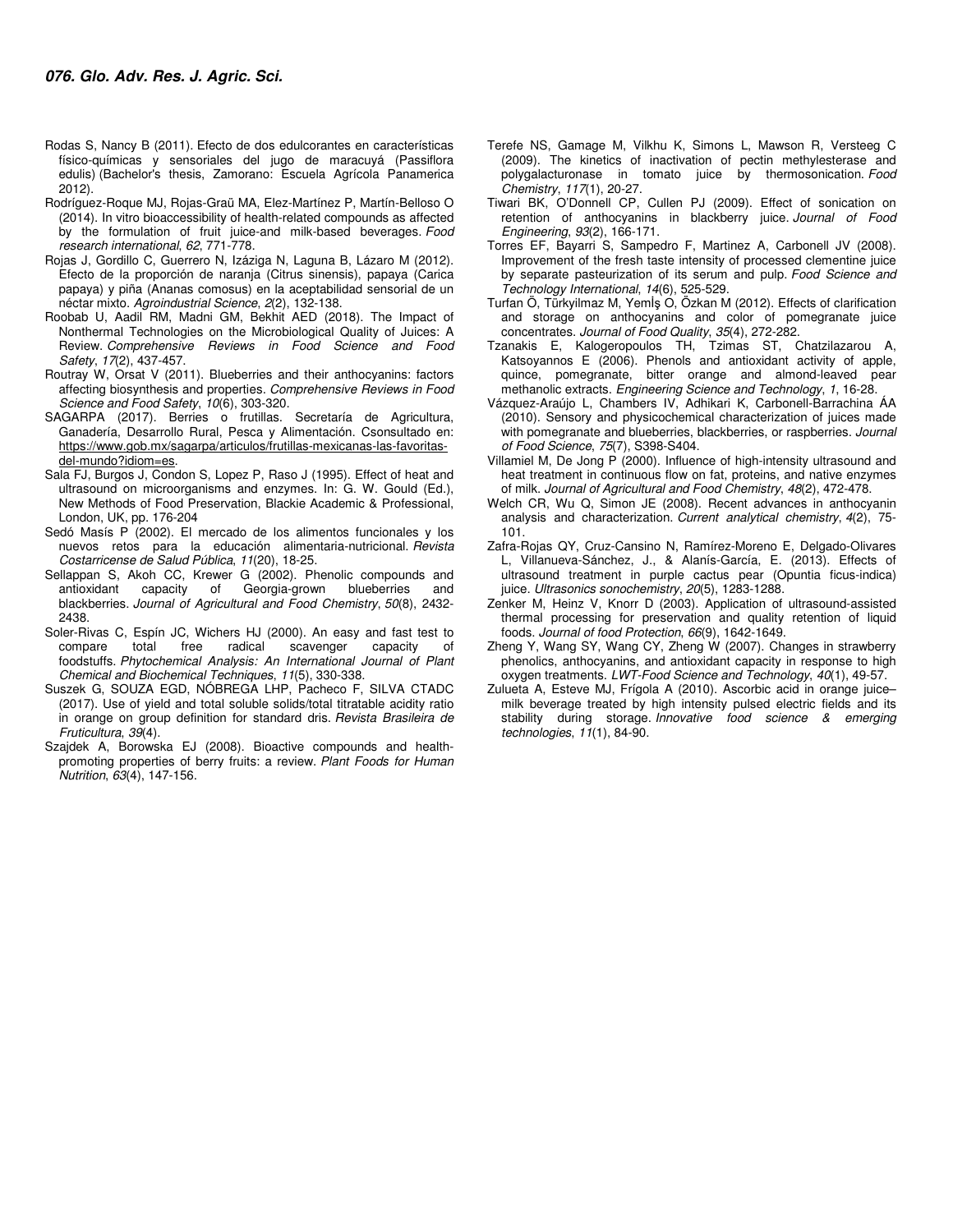Rodas S, Nancy B (2011). Efecto de dos edulcorantes en características físico-químicas y sensoriales del jugo de maracuyá (Passiflora edulis) (Bachelor's thesis, Zamorano: Escuela Agrícola Panamerica 2012).

Rodríguez-Roque MJ, Rojas-Graü MA, Elez-Martínez P, Martín-Belloso O (2014). In vitro bioaccessibility of health-related compounds as affected by the formulation of fruit juice-and milk-based beverages. *Food research international*, *62*, 771-778.

Rojas J, Gordillo C, Guerrero N, Izáziga N, Laguna B, Lázaro M (2012). Efecto de la proporción de naranja (Citrus sinensis), papaya (Carica papaya) y piña (Ananas comosus) en la aceptabilidad sensorial de un néctar mixto. *Agroindustrial Science*, *2*(2), 132-138.

Roobab U, Aadil RM, Madni GM, Bekhit AED (2018). The Impact of Nonthermal Technologies on the Microbiological Quality of Juices: A Review. *Comprehensive Reviews in Food Science and Food Safety*, *17*(2), 437-457.

Routray W, Orsat V (2011). Blueberries and their anthocyanins: factors affecting biosynthesis and properties. *Comprehensive Reviews in Food Science and Food Safety*, *10*(6), 303-320.

SAGARPA (2017). Berries o frutillas. Secretaría de Agricultura, Ganadería, Desarrollo Rural, Pesca y Alimentación. Csonsultado en: https://www.gob.mx/sagarpa/articulos/frutillas-mexicanas-las-favoritas-del-mundo?idiom=es.

Sala FJ, Burgos J, Condon S, Lopez P, Raso J (1995). Effect of heat and ultrasound on microorganisms and enzymes. In: G. W. Gould (Ed.), New Methods of Food Preservation, Blackie Academic & Professional, London, UK, pp. 176-204

Sedó Masís P (2002). El mercado de los alimentos funcionales y los nuevos retos para la educación alimentaria-nutricional. *Revista Costarricense de Salud Pública*, *11*(20), 18-25.

Sellappan S, Akoh CC, Krewer G (2002). Phenolic compounds and antioxidant capacity of Georgia-grown blueberries and blackberries. *Journal of Agricultural and Food Chemistry*, *50*(8), 2432-2438.

Soler-Rivas C, Espín JC, Wichers HJ (2000). An easy and fast test to compare total free radical scavenger capacity of foodstuffs. *Phytochemical Analysis: An International Journal of Plant Chemical and Biochemical Techniques*, *11*(5), 330-338.

Suszek G, SOUZA EGD, NÓBREGA LHP, Pacheco F, SILVA CTADC (2017). Use of yield and total soluble solids/total titratable acidity ratio in orange on group definition for standard dris. *Revista Brasileira de Fruticultura*, *39*(4).

Szajdek A, Borowska EJ (2008). Bioactive compounds and health-promoting properties of berry fruits: a review. *Plant Foods for Human Nutrition*, *63*(4), 147-156.

Terefe NS, Gamage M, Vilkhu K, Simons L, Mawson R, Versteeg C (2009). The kinetics of inactivation of pectin methylesterase and polygalacturonase in tomato juice by thermosonication. *Food Chemistry*, *117*(1), 20-27.

Tiwari BK, O'Donnell CP, Cullen PJ (2009). Effect of sonication on retention of anthocyanins in blackberry juice. *Journal of Food Engineering*, *93*(2), 166-171.

Torres EF, Bayarri S, Sampedro F, Martinez A, Carbonell JV (2008). Improvement of the fresh taste intensity of processed clementine juice by separate pasteurization of its serum and pulp. *Food Science and Technology International*, *14*(6), 525-529.

Turfan Ö, Türkyilmaz M, Yemİş O, Özkan M (2012). Effects of clarification and storage on anthocyanins and color of pomegranate juice concentrates. *Journal of Food Quality*, *35*(4), 272-282.

Tzanakis E, Kalogeropoulos TH, Tzimas ST, Chatzilazarou A, Katsoyannos E (2006). Phenols and antioxidant activity of apple, quince, pomegranate, bitter orange and almond-leaved pear methanolic extracts. *Engineering Science and Technology*, *1*, 16-28.

Vázquez-Araújo L, Chambers IV, Adhikari K, Carbonell-Barrachina ÁA (2010). Sensory and physicochemical characterization of juices made with pomegranate and blueberries, blackberries, or raspberries. *Journal of Food Science*, *75*(7), S398-S404.

Villamiel M, De Jong P (2000). Influence of high-intensity ultrasound and heat treatment in continuous flow on fat, proteins, and native enzymes of milk. *Journal of Agricultural and Food Chemistry*, *48*(2), 472-478.

Welch CR, Wu Q, Simon JE (2008). Recent advances in anthocyanin analysis and characterization. *Current analytical chemistry*, *4*(2), 75-101.

Zafra-Rojas QY, Cruz-Cansino N, Ramírez-Moreno E, Delgado-Olivares L, Villanueva-Sánchez, J., & Alanís-García, E. (2013). Effects of ultrasound treatment in purple cactus pear (Opuntia ficus-indica) juice. *Ultrasonics sonochemistry*, *20*(5), 1283-1288.

Zenker M, Heinz V, Knorr D (2003). Application of ultrasound-assisted thermal processing for preservation and quality retention of liquid foods. *Journal of food Protection*, *66*(9), 1642-1649.

Zheng Y, Wang SY, Wang CY, Zheng W (2007). Changes in strawberry phenolics, anthocyanins, and antioxidant capacity in response to high oxygen treatments. *LWT-Food Science and Technology*, *40*(1), 49-57.

Zulueta A, Esteve MJ, Frígola A (2010). Ascorbic acid in orange juice–milk beverage treated by high intensity pulsed electric fields and its stability during storage. *Innovative food science & emerging technologies*, *11*(1), 84-90.